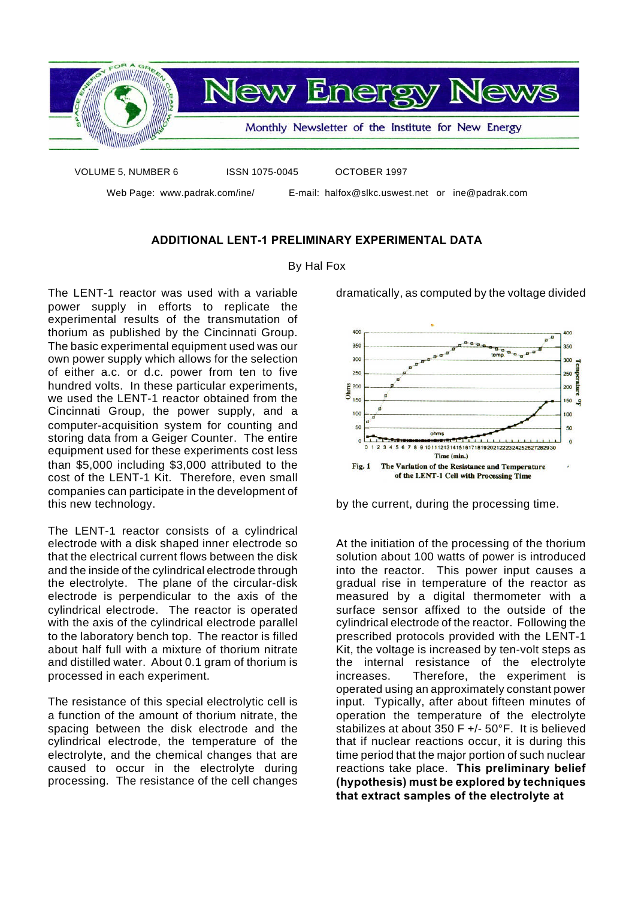# New Energy News

Monthly Newsletter of the Institute for New Energy

VOLUME 5, NUMBER 6 ISSN 1075-0045 OCTOBER 1997

Web Page: www.padrak.com/ine/ E-mail: halfox@slkc.uswest.net or ine@padrak.com

## ADDITIONAL LENT-1 PRELIMINARY EXPERIMENTAL DATA

By Hal Fox

The LENT-1 reactor was used with a variable power supply in efforts to replicate the experimental results of the transmutation of thorium as published by the Cincinnati Group. The basic experimental equipment used was our own power supply which allows for the selection of either a.c. or d.c. power from ten to five hundred volts. In these particular experiments, we used the LENT-1 reactor obtained from the Cincinnati Group, the power supply, and a computer-acquisition system for counting and storing data from a Geiger Counter. The entire experimental equipment used for these experiments cost less than $5,000 including $3,000 attributed to the cost of the LENT-1 Kit. Therefore, even small companies can participate in the development of this new technology.

The LENT-1 reactor consists of a cylindrical electrode with a disk shaped inner electrode so that the electrical current flows between the disk and the inside of the cylindrical electrode through the electrolyte. The plane of the circular-disk electrode is perpendicular to the axis of the cylindrical electrode. The reactor is operated with the axis of the cylindrical electrode parallel to the laboratory bench top. The reactor is filled about half full with a mixture of thorium nitrate and distilled water. About 0.1 gram of thorium is processed in each experiment.

The resistance of this special electrolytic cell is a function of the amount of thorium nitrate, the spacing between the disk electrode and the cylindrical electrode, the temperature of the electrolyte, and the chemical changes that are caused to occur in the electrolyte during processing. The resistance of the cell changes dramatically, as computed by the voltage divided by the current, during the processing time.

Fig. 1 The Variation of the Resistance and Temperature of the LENT-1 Cell with Processing Time

At the initiation of the processing of the thorium solution about 100 watts of power is introduced into the reactor. This power input causes a gradual rise in temperature of the reactor as measured by a digital thermometer with a surface sensor affixed to the outside of the cylindrical electrode of the reactor. Following the prescribed protocols provided with the LENT-1 Kit, the voltage is increased by ten-volt steps as the internal resistance of the electrolyte increases. Therefore, the experiment is operated using an approximately constant power input. Typically, after about fifteen minutes of operation the temperature of the electrolyte stabilizes at about 350 F +/- 50°F. It is believed that if nuclear reactions occur, it is during this time period that the major portion of such nuclear reactions take place. **This preliminary belief (hypothesis) must be explored by techniques that extract samples of the electrolyte at**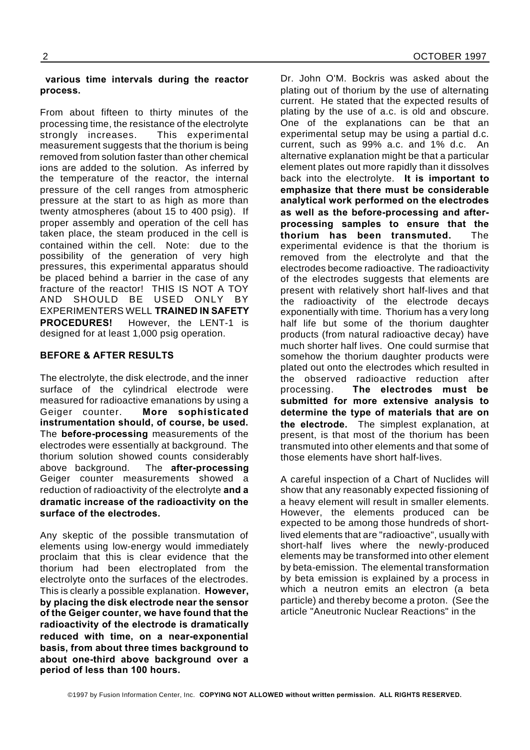**various time intervals during the reactor process.**

From about fifteen to thirty minutes of the processing time, the resistance of the electrolyte strongly increases. This experimental measurement suggests that the thorium is being removed from solution faster than other chemical ions are added to the solution. As inferred by the temperature of the reactor, the internal pressure of the cell ranges from atmospheric pressure at the start to as high as more than twenty atmospheres (about 15 to 400 psig). If proper assembly and operation of the cell has taken place, the steam produced in the cell is contained within the cell. Note: due to the possibility of the generation of very high pressures, this experimental apparatus should be placed behind a barrier in the case of any fracture of the reactor! THIS IS NOT A TOY AND SHOULD BE USED ONLY BY EXPERIMENTERS WELL **TRAINED IN SAFETY PROCEDURES!** However, the LENT-1 is designed for at least 1,000 psig operation.

## BEFORE & AFTER RESULTS

The electrolyte, the disk electrode, and the inner surface of the cylindrical electrode were measured for radioactive emanations by using a Geiger counter. **More sophisticated instrumentation should, of course, be used.** The **before-processing** measurements of the electrodes were essentially at background. The thorium solution showed counts considerably above background. The **after-processing** Geiger counter measurements showed a reduction of radioactivity of the electrolyte **and a dramatic increase of the radioactivity on the surface of the electrodes.**

Any skeptic of the possible transmutation of elements using low-energy would immediately proclaim that this is clear evidence that the thorium had been electroplated from the electrolyte onto the surfaces of the electrodes. This is clearly a possible explanation. **However, by placing the disk electrode near the sensor of the Geiger counter, we have found that the radioactivity of the electrode is dramatically reduced with time, on a near-exponential basis, from about three times background to about one-third above background over a period of less than 100 hours.**

Dr. John O'M. Bockris was asked about the plating out of thorium by the use of alternating current. He stated that the expected results of plating by the use of a.c. is old and obscure. One of the explanations can be that an experimental setup may be using a partial d.c. current, such as 99% a.c. and 1% d.c. An alternative explanation might be that a particular element plates out more rapidly than it dissolves back into the electrolyte. **It is important to emphasize that there must be considerable analytical work performed on the electrodes as well as the before-processing and after-processing samples to ensure that the thorium has been transmuted.** The experimental evidence is that the thorium is removed from the electrolyte and that the electrodes become radioactive. The radioactivity of the electrodes suggests that elements are present with relatively short half-lives and that the radioactivity of the electrode decays exponentially with time. Thorium has a very long half life but some of the thorium daughter products (from natural radioactive decay) have much shorter half lives. One could surmise that somehow the thorium daughter products were plated out onto the electrodes which resulted in the observed radioactive reduction after processing. **The electrodes must be submitted for more extensive analysis to determine the type of materials that are on the electrode.** The simplest explanation, at present, is that most of the thorium has been transmuted into other elements and that some of those elements have short half-lives.

A careful inspection of a Chart of Nuclides will show that any reasonably expected fissioning of a heavy element will result in smaller elements. However, the elements produced can be expected to be among those hundreds of short-lived elements that are "radioactive", usually with short-half lives where the newly-produced elements may be transformed into other element by beta-emission. The elemental transformation by beta emission is explained by a process in which a neutron emits an electron (a beta particle) and thereby become a proton. (See the article "Aneutronic Nuclear Reactions" in the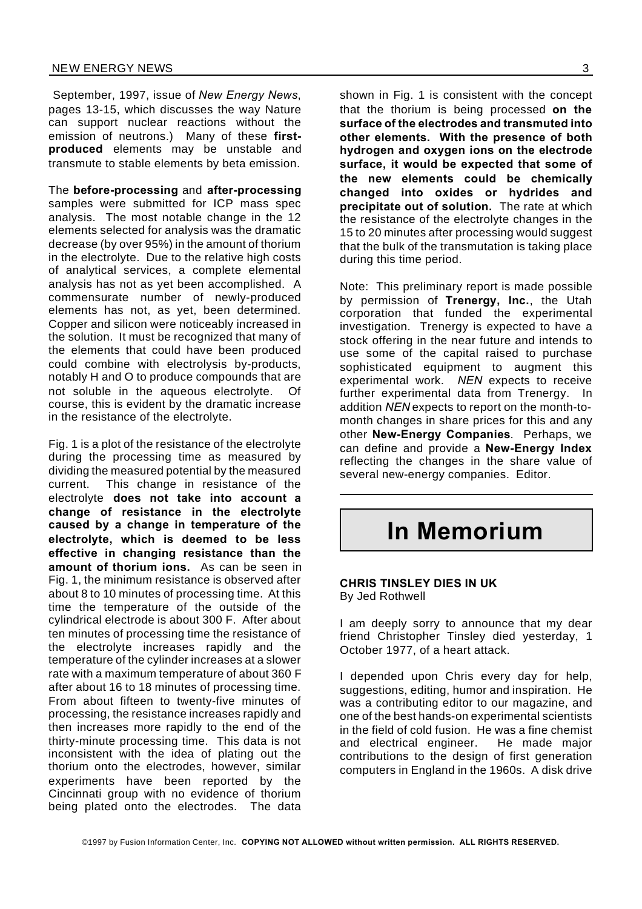September, 1997, issue of *New Energy News*, pages 13-15, which discusses the way Nature can support nuclear reactions without the emission of neutrons.) Many of these **first-produced** elements may be unstable and transmute to stable elements by beta emission.

The **before-processing** and **after-processing** samples were submitted for ICP mass spec analysis. The most notable change in the 12 elements selected for analysis was the dramatic decrease (by over 95%) in the amount of thorium in the electrolyte. Due to the relative high costs of analytical services, a complete elemental analysis has not as yet been accomplished. A commensurate number of newly-produced elements has not, as yet, been determined. Copper and silicon were noticeably increased in the solution. It must be recognized that many of the elements that could have been produced could combine with electrolysis by-products, notably H and O to produce compounds that are not soluble in the aqueous electrolyte. Of course, this is evident by the dramatic increase in the resistance of the electrolyte.

Fig. 1 is a plot of the resistance of the electrolyte during the processing time as measured by dividing the measured potential by the measured current. This change in resistance of the electrolyte **does not take into account a change of resistance in the electrolyte caused by a change in temperature of the electrolyte, which is deemed to be less effective in changing resistance than the amount of thorium ions.** As can be seen in Fig. 1, the minimum resistance is observed after about 8 to 10 minutes of processing time. At this time the temperature of the outside of the cylindrical electrode is about 300 F. After about ten minutes of processing time the resistance of the electrolyte increases rapidly and the temperature of the cylinder increases at a slower rate with a maximum temperature of about 360 F after about 16 to 18 minutes of processing time. From about fifteen to twenty-five minutes of processing, the resistance increases rapidly and then increases more rapidly to the end of the thirty-minute processing time. This data is not inconsistent with the idea of plating out the thorium onto the electrodes, however, similar experiments have been reported by the Cincinnati group with no evidence of thorium being plated onto the electrodes. The data shown in Fig. 1 is consistent with the concept that the thorium is being processed **on the surface of the electrodes and transmuted into other elements. With the presence of both hydrogen and oxygen ions on the electrode surface, it would be expected that some of the new elements could be chemically changed into oxides or hydrides and precipitate out of solution.** The rate at which the resistance of the electrolyte changes in the 15 to 20 minutes after processing would suggest that the bulk of the transmutation is taking place during this time period.

Note: This preliminary report is made possible by permission of **Trenergy, Inc.**, the Utah corporation that funded the experimental investigation. Trenergy is expected to have a stock offering in the near future and intends to use some of the capital raised to purchase sophisticated equipment to augment this experimental work. *NEN* expects to receive further experimental data from Trenergy. In addition *NEN* expects to report on the month-to-month changes in share prices for this and any other **New-Energy Companies**. Perhaps, we can define and provide a **New-Energy Index** reflecting the changes in the share value of several new-energy companies. Editor.

---

# In Memorium

### CHRIS TINSLEY DIES IN UK

By Jed Rothwell

I am deeply sorry to announce that my dear friend Christopher Tinsley died yesterday, 1 October 1977, of a heart attack.

I depended upon Chris every day for help, suggestions, editing, humor and inspiration. He was a contributing editor to our magazine, and one of the best hands-on experimental scientists in the field of cold fusion. He was a fine chemist and electrical engineer. He made major contributions to the design of first generation computers in England in the 1960s. A disk drive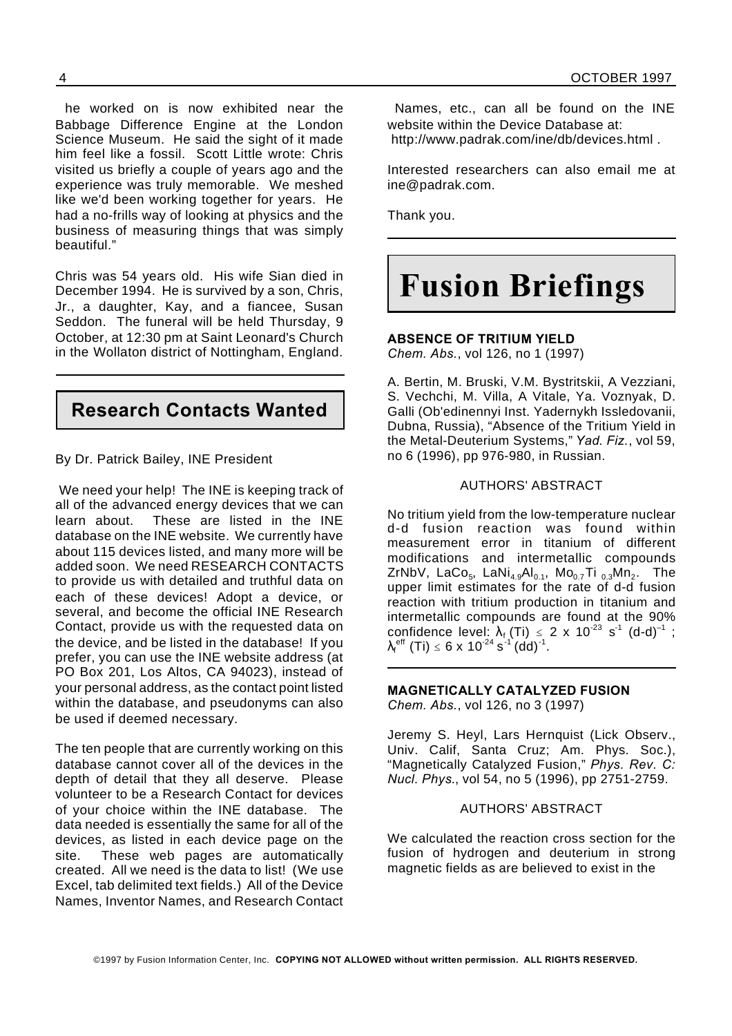he worked on is now exhibited near the Babbage Difference Engine at the London Science Museum. He said the sight of it made him feel like a fossil. Scott Little wrote: Chris visited us briefly a couple of years ago and the experience was truly memorable. We meshed like we'd been working together for years. He had a no-frills way of looking at physics and the business of measuring things that was simply beautiful."

Chris was 54 years old. His wife Sian died in December 1994. He is survived by a son, Chris, Jr., a daughter, Kay, and a fiancee, Susan Seddon. The funeral will be held Thursday, 9 October, at 12:30 pm at Saint Leonard's Church in the Wollaton district of Nottingham, England.

## Research Contacts Wanted

By Dr. Patrick Bailey, INE President

We need your help! The INE is keeping track of all of the advanced energy devices that we can learn about. These are listed in the INE database on the INE website. We currently have about 115 devices listed, and many more will be added soon. We need RESEARCH CONTACTS to provide us with detailed and truthful data on each of these devices! Adopt a device, or several, and become the official INE Research Contact, provide us with the requested data on the device, and be listed in the database! If you prefer, you can use the INE website address (at PO Box 201, Los Altos, CA 94023), instead of your personal address, as the contact point listed within the database, and pseudonyms can also be used if deemed necessary.

The ten people that are currently working on this database cannot cover all of the devices in the depth of detail that they all deserve. Please volunteer to be a Research Contact for devices of your choice within the INE database. The data needed is essentially the same for all of the devices, as listed in each device page on the site. These web pages are automatically created. All we need is the data to list! (We use Excel, tab delimited text fields.) All of the Device Names, Inventor Names, and Research Contact Names, etc., can all be found on the INE website within the Device Database at: http://www.padrak.com/ine/db/devices.html .

Interested researchers can also email me at ine@padrak.com.

Thank you.

# Fusion Briefings

**ABSENCE OF TRITIUM YIELD**
*Chem. Abs.*, vol 126, no 1 (1997)

A. Bertin, M. Bruski, V.M. Bystritskii, A Vezziani, S. Vechchi, M. Villa, A Vitale, Ya. Voznyak, D. Galli (Ob'edinennyi Inst. Yadernykh Issledovanii, Dubna, Russia), "Absence of the Tritium Yield in the Metal-Deuterium Systems," *Yad. Fiz.*, vol 59, no 6 (1996), pp 976-980, in Russian.

AUTHORS' ABSTRACT

No tritium yield from the low-temperature nuclear d-d fusion reaction was found within measurement error in titanium of different modifications and intermetallic compounds ZrNbV, $LaCo_5$, $LaNi_{4.9}Al_{0.1}$, $Mo_{0.7}Ti_{0.3}Mn_2$. The upper limit estimates for the rate of d-d fusion reaction with tritium production in titanium and intermetallic compounds are found at the 90% confidence level: $\lambda_f\,(Ti) \leq 2 \times 10^{-23}\ s^{-1}\ (d\text{-}d)^{-1}$ ; $\lambda_f^{eff}\,(Ti) \leq 6 \times 10^{-24}\ s^{-1}\,(dd)^{-1}$.

**MAGNETICALLY CATALYZED FUSION**
*Chem. Abs.*, vol 126, no 3 (1997)

Jeremy S. Heyl, Lars Hernquist (Lick Observ., Univ. Calif, Santa Cruz; Am. Phys. Soc.), "Magnetically Catalyzed Fusion," *Phys. Rev. C: Nucl. Phys.*, vol 54, no 5 (1996), pp 2751-2759.

AUTHORS' ABSTRACT

We calculated the reaction cross section for the fusion of hydrogen and deuterium in strong magnetic fields as are believed to exist in the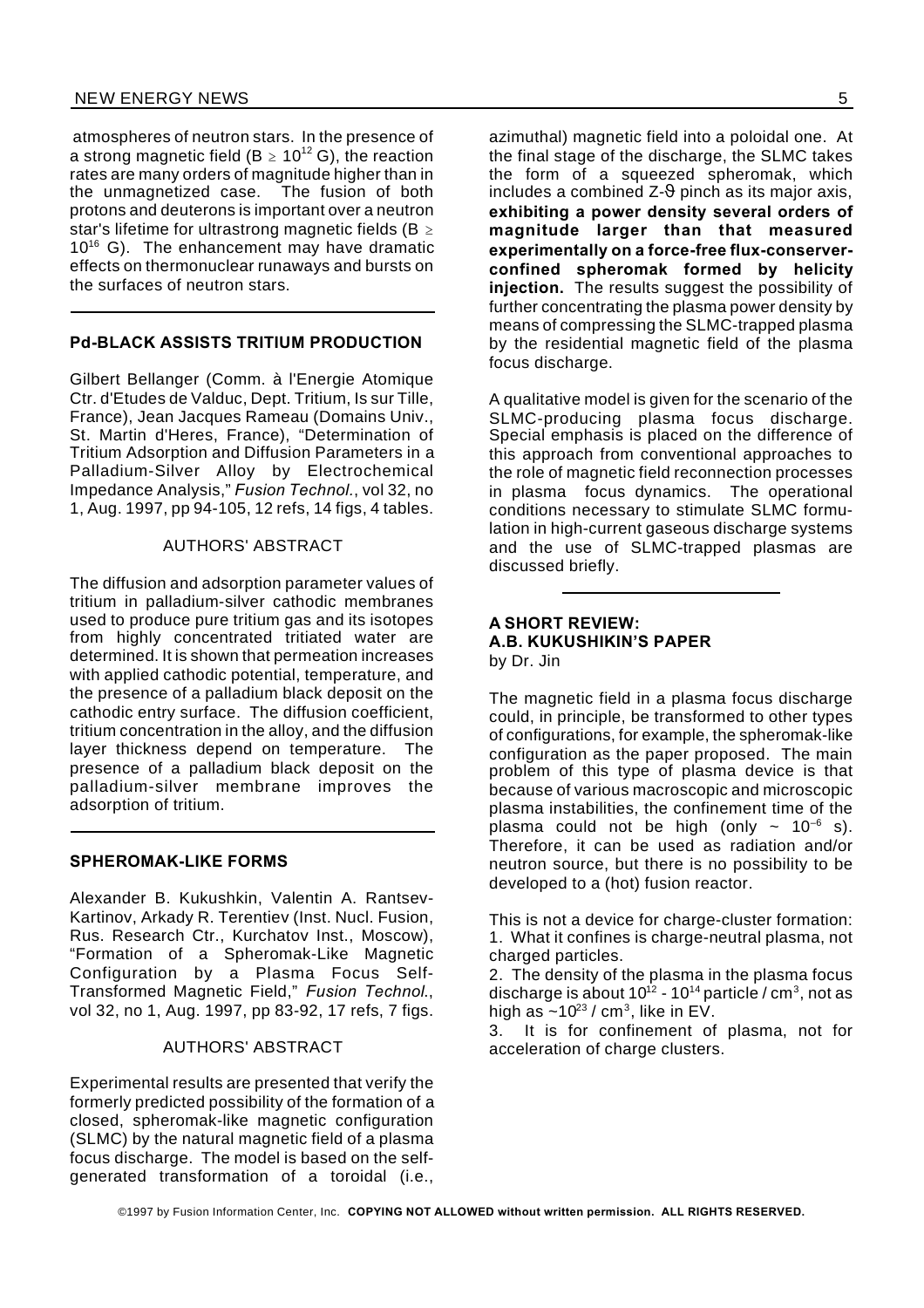atmospheres of neutron stars. In the presence of a strong magnetic field ($B \geq 10^{12}$ G), the reaction rates are many orders of magnitude higher than in the unmagnetized case. The fusion of both protons and deuterons is important over a neutron star's lifetime for ultrastrong magnetic fields ($B \geq 10^{16}$ G). The enhancement may have dramatic effects on thermonuclear runaways and bursts on the surfaces of neutron stars.

---

## Pd-BLACK ASSISTS TRITIUM PRODUCTION

Gilbert Bellanger (Comm. à l'Energie Atomique Ctr. d'Etudes de Valduc, Dept. Tritium, Is sur Tille, France), Jean Jacques Rameau (Domains Univ., St. Martin d'Heres, France), "Determination of Tritium Adsorption and Diffusion Parameters in a Palladium-Silver Alloy by Electrochemical Impedance Analysis," *Fusion Technol.*, vol 32, no 1, Aug. 1997, pp 94-105, 12 refs, 14 figs, 4 tables.

AUTHORS' ABSTRACT

The diffusion and adsorption parameter values of tritium in palladium-silver cathodic membranes used to produce pure tritium gas and its isotopes from highly concentrated tritiated water are determined. It is shown that permeation increases with applied cathodic potential, temperature, and the presence of a palladium black deposit on the cathodic entry surface. The diffusion coefficient, tritium concentration in the alloy, and the diffusion layer thickness depend on temperature. The presence of a palladium black deposit on the palladium-silver membrane improves the adsorption of tritium.

---

## SPHEROMAK-LIKE FORMS

Alexander B. Kukushkin, Valentin A. Rantsev-Kartinov, Arkady R. Terentiev (Inst. Nucl. Fusion, Rus. Research Ctr., Kurchatov Inst., Moscow), "Formation of a Spheromak-Like Magnetic Configuration by a Plasma Focus Self-Transformed Magnetic Field," *Fusion Technol.*, vol 32, no 1, Aug. 1997, pp 83-92, 17 refs, 7 figs.

AUTHORS' ABSTRACT

Experimental results are presented that verify the formerly predicted possibility of the formation of a closed, spheromak-like magnetic configuration (SLMC) by the natural magnetic field of a plasma focus discharge. The model is based on the self-generated transformation of a toroidal (i.e., azimuthal) magnetic field into a poloidal one. At the final stage of the discharge, the SLMC takes the form of a squeezed spheromak, which includes a combined Z-$\vartheta$ pinch as its major axis, **exhibiting a power density several orders of magnitude larger than that measured experimentally on a force-free flux-conserver-confined spheromak formed by helicity injection.** The results suggest the possibility of further concentrating the plasma power density by means of compressing the SLMC-trapped plasma by the residential magnetic field of the plasma focus discharge.

A qualitative model is given for the scenario of the SLMC-producing plasma focus discharge. Special emphasis is placed on the difference of this approach from conventional approaches to the role of magnetic field reconnection processes in plasma focus dynamics. The operational conditions necessary to stimulate SLMC formulation in high-current gaseous discharge systems and the use of SLMC-trapped plasmas are discussed briefly.

---

## A SHORT REVIEW:
## A.B. KUKUSHIKIN'S PAPER

by Dr. Jin

The magnetic field in a plasma focus discharge could, in principle, be transformed to other types of configurations, for example, the spheromak-like configuration as the paper proposed. The main problem of this type of plasma device is that because of various macroscopic and microscopic plasma instabilities, the confinement time of the plasma could not be high (only ~ $10^{-6}$ s). Therefore, it can be used as radiation and/or neutron source, but there is no possibility to be developed to a (hot) fusion reactor.

This is not a device for charge-cluster formation:

1. What it confines is charge-neutral plasma, not charged particles.
2. The density of the plasma in the plasma focus discharge is about $10^{12}$ - $10^{14}$ particle / cm$^3$, not as high as ~$10^{23}$ / cm$^3$, like in EV.
3. It is for confinement of plasma, not for acceleration of charge clusters.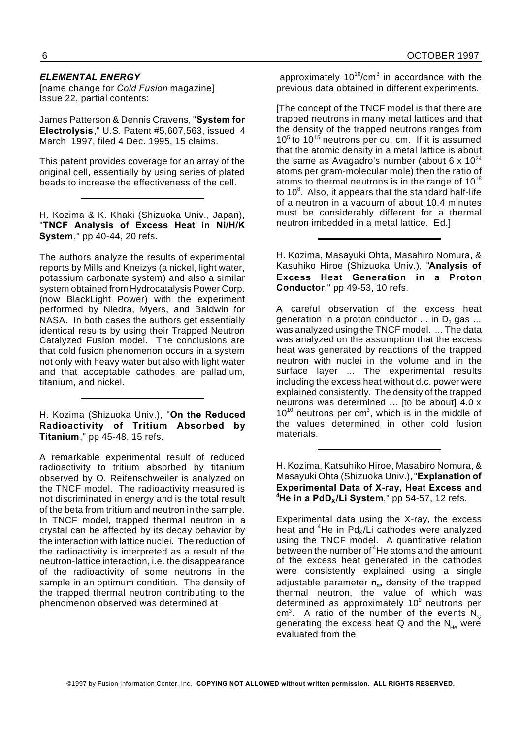***ELEMENTAL ENERGY***
[name change for *Cold Fusion* magazine]
Issue 22, partial contents:

James Patterson & Dennis Cravens, "**System for Electrolysis**," U.S. Patent #5,607,563, issued 4 March 1997, filed 4 Dec. 1995, 15 claims.

This patent provides coverage for an array of the original cell, essentially by using series of plated beads to increase the effectiveness of the cell.

---

H. Kozima & K. Khaki (Shizuoka Univ., Japan), "**TNCF Analysis of Excess Heat in Ni/H/K System**," pp 40-44, 20 refs.

The authors analyze the results of experimental reports by Mills and Kneizys (a nickel, light water, potassium carbonate system) and also a similar system obtained from Hydrocatalysis Power Corp. (now BlackLight Power) with the experiment performed by Niedra, Myers, and Baldwin for NASA. In both cases the authors get essentially identical results by using their Trapped Neutron Catalyzed Fusion model. The conclusions are that cold fusion phenomenon occurs in a system not only with heavy water but also with light water and that acceptable cathodes are palladium, titanium, and nickel.

---

H. Kozima (Shizuoka Univ.), "**On the Reduced Radioactivity of Tritium Absorbed by Titanium**," pp 45-48, 15 refs.

A remarkable experimental result of reduced radioactivity to tritium absorbed by titanium observed by O. Reifenschweiler is analyzed on the TNCF model. The radioactivity measured is not discriminated in energy and is the total result of the beta from tritium and neutron in the sample. In TNCF model, trapped thermal neutron in a crystal can be affected by its decay behavior by the interaction with lattice nuclei. The reduction of the radioactivity is interpreted as a result of the neutron-lattice interaction, i.e. the disappearance of the radioactivity of some neutrons in the sample in an optimum condition. The density of the trapped thermal neutron contributing to the phenomenon observed was determined at approximately $10^{10}/cm^3$ in accordance with the previous data obtained in different experiments.

[The concept of the TNCF model is that there are trapped neutrons in many metal lattices and that the density of the trapped neutrons ranges from $10^5$ to $10^{15}$ neutrons per cu. cm. If it is assumed that the atomic density in a metal lattice is about the same as Avagadro's number (about $6 \times 10^{24}$ atoms per gram-molecular mole) then the ratio of atoms to thermal neutrons is in the range of $10^{18}$ to $10^8$. Also, it appears that the standard half-life of a neutron in a vacuum of about 10.4 minutes must be considerably different for a thermal neutron imbedded in a metal lattice. Ed.]

---

H. Kozima, Masayuki Ohta, Masahiro Nomura, & Kasuhiko Hiroe (Shizuoka Univ.), "**Analysis of Excess Heat Generation in a Proton Conductor**," pp 49-53, 10 refs.

A careful observation of the excess heat generation in a proton conductor ... in $D_2$ gas ... was analyzed using the TNCF model. ... The data was analyzed on the assumption that the excess heat was generated by reactions of the trapped neutron with nuclei in the volume and in the surface layer ... The experimental results including the excess heat without d.c. power were explained consistently. The density of the trapped neutrons was determined ... [to be about] $4.0 \times 10^{10}$ neutrons per $cm^3$, which is in the middle of the values determined in other cold fusion materials.

---

H. Kozima, Katsuhiko Hiroe, Masabiro Nomura, & Masayuki Ohta (Shizuoka Univ.), "**Explanation of Experimental Data of X-ray, Heat Excess and $^4$He in a $PdD_X$/Li System**," pp 54-57, 12 refs.

Experimental data using the X-ray, the excess heat and $^4$He in $Pd_X$/Li cathodes were analyzed using the TNCF model. A quantitative relation between the number of $^4$He atoms and the amount of the excess heat generated in the cathodes were consistently explained using a single adjustable parameter $\mathbf{n_n}$, density of the trapped thermal neutron, the value of which was determined as approximately $10^9$ neutrons per $cm^3$. A ratio of the number of the events $N_Q$ generating the excess heat Q and the $N_{He}$ were evaluated from the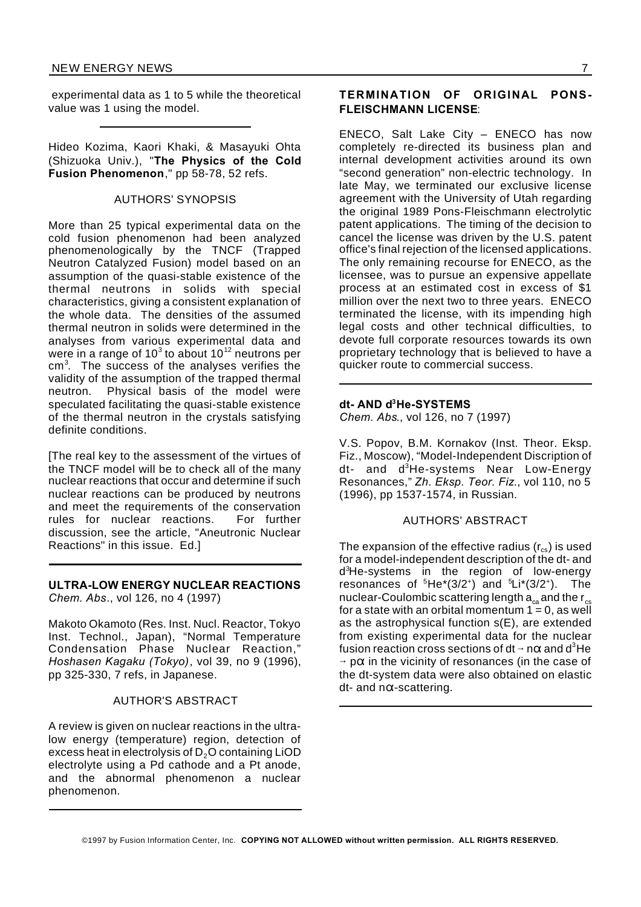experimental data as 1 to 5 while the theoretical value was 1 using the model.

---

Hideo Kozima, Kaori Khaki, & Masayuki Ohta (Shizuoka Univ.), "**The Physics of the Cold Fusion Phenomenon**," pp 58-78, 52 refs.

AUTHORS' SYNOPSIS

More than 25 typical experimental data on the cold fusion phenomenon had been analyzed phenomenologically by the TNCF (Trapped Neutron Catalyzed Fusion) model based on an assumption of the quasi-stable existence of the thermal neutrons in solids with special characteristics, giving a consistent explanation of the whole data. The densities of the assumed thermal neutron in solids were determined in the analyses from various experimental data and were in a range of $10^3$ to about $10^{12}$ neutrons per $cm^3$. The success of the analyses verifies the validity of the assumption of the trapped thermal neutron. Physical basis of the model were speculated facilitating the quasi-stable existence of the thermal neutron in the crystals satisfying definite conditions.

[The real key to the assessment of the virtues of the TNCF model will be to check all of the many nuclear reactions that occur and determine if such nuclear reactions can be produced by neutrons and meet the requirements of the conservation rules for nuclear reactions. For further discussion, see the article, "Aneutronic Nuclear Reactions" in this issue. Ed.]

---

**ULTRA-LOW ENERGY NUCLEAR REACTIONS**
*Chem. Abs*., vol 126, no 4 (1997)

Makoto Okamoto (Res. Inst. Nucl. Reactor, Tokyo Inst. Technol., Japan), "Normal Temperature Condensation Phase Nuclear Reaction," *Hoshasen Kagaku (Tokyo)*, vol 39, no 9 (1996), pp 325-330, 7 refs, in Japanese.

AUTHOR'S ABSTRACT

A review is given on nuclear reactions in the ultra-low energy (temperature) region, detection of excess heat in electrolysis of $D_2O$ containing LiOD electrolyte using a Pd cathode and a Pt anode, and the abnormal phenomenon a nuclear phenomenon.

---

**TERMINATION OF ORIGINAL PONS-FLEISCHMANN LICENSE**:

ENECO, Salt Lake City – ENECO has now completely re-directed its business plan and internal development activities around its own "second generation" non-electric technology. In late May, we terminated our exclusive license agreement with the University of Utah regarding the original 1989 Pons-Fleischmann electrolytic patent applications. The timing of the decision to cancel the license was driven by the U.S. patent office's final rejection of the licensed applications. The only remaining recourse for ENECO, as the licensee, was to pursue an expensive appellate process at an estimated cost in excess of \$1 million over the next two to three years. ENECO terminated the license, with its impending high legal costs and other technical difficulties, to devote full corporate resources towards its own proprietary technology that is believed to have a quicker route to commercial success.

---

**dt- AND $d^3$He-SYSTEMS**
*Chem. Abs*., vol 126, no 7 (1997)

V.S. Popov, B.M. Kornakov (Inst. Theor. Eksp. Fiz., Moscow), "Model-Independent Discription of dt- and $d^3$He-systems Near Low-Energy Resonances," *Zh. Eksp. Teor. Fiz*., vol 110, no 5 (1996), pp 1537-1574, in Russian.

AUTHORS' ABSTRACT

The expansion of the effective radius ($r_{cs}$) is used for a model-independent description of the dt- and $d^3$He-systems in the region of low-energy resonances of $^5He^*(3/2^+)$ and $^5Li^*(3/2^+)$. The nuclear-Coulombic scattering length $a_{ca}$ and the $r_{cs}$ for a state with an orbital momentum $1 = 0$, as well as the astrophysical function s(E), are extended from existing experimental data for the nuclear fusion reaction cross sections of dt $\rightarrow$ n$\alpha$ and $d^3$He $\rightarrow$ p$\alpha$ in the vicinity of resonances (in the case of the dt-system data were also obtained on elastic dt- and n$\alpha$-scattering.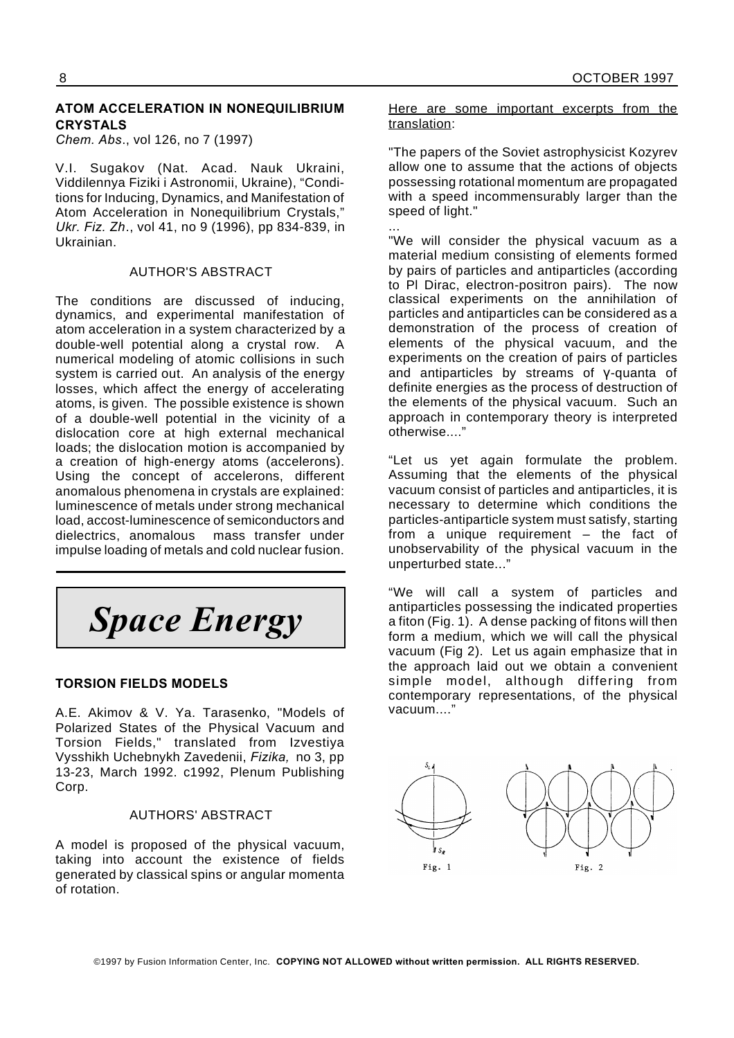### ATOM ACCELERATION IN NONEQUILIBRIUM CRYSTALS

*Chem. Abs*., vol 126, no 7 (1997)

V.I. Sugakov (Nat. Acad. Nauk Ukraini, Viddilennya Fiziki i Astronomii, Ukraine), "Conditions for Inducing, Dynamics, and Manifestation of Atom Acceleration in Nonequilibrium Crystals," *Ukr. Fiz. Zh*., vol 41, no 9 (1996), pp 834-839, in Ukrainian.

AUTHOR'S ABSTRACT

The conditions are discussed of inducing, dynamics, and experimental manifestation of atom acceleration in a system characterized by a double-well potential along a crystal row. A numerical modeling of atomic collisions in such system is carried out. An analysis of the energy losses, which affect the energy of accelerating atoms, is given. The possible existence is shown of a double-well potential in the vicinity of a dislocation core at high external mechanical loads; the dislocation motion is accompanied by a creation of high-energy atoms (accelerons). Using the concept of accelerons, different anomalous phenomena in crystals are explained: luminescence of metals under strong mechanical load, accost-luminescence of semiconductors and dielectrics, anomalous mass transfer under impulse loading of metals and cold nuclear fusion.

# *Space Energy*

### TORSION FIELDS MODELS

A.E. Akimov & V. Ya. Tarasenko, "Models of Polarized States of the Physical Vacuum and Torsion Fields," translated from Izvestiya Vysshikh Uchebnykh Zavedenii, *Fizika,* no 3, pp 13-23, March 1992. c1992, Plenum Publishing Corp.

AUTHORS' ABSTRACT

A model is proposed of the physical vacuum, taking into account the existence of fields generated by classical spins or angular momenta of rotation.

Here are some important excerpts from the translation:

"The papers of the Soviet astrophysicist Kozyrev allow one to assume that the actions of objects possessing rotational momentum are propagated with a speed incommensurably larger than the speed of light."

...

"We will consider the physical vacuum as a material medium consisting of elements formed by pairs of particles and antiparticles (according to Pl Dirac, electron-positron pairs). The now classical experiments on the annihilation of particles and antiparticles can be considered as a demonstration of the process of creation of elements of the physical vacuum, and the experiments on the creation of pairs of particles and antiparticles by streams of γ-quanta of definite energies as the process of destruction of the elements of the physical vacuum. Such an approach in contemporary theory is interpreted otherwise...."

"Let us yet again formulate the problem. Assuming that the elements of the physical vacuum consist of particles and antiparticles, it is necessary to determine which conditions the particles-antiparticle system must satisfy, starting from a unique requirement – the fact of unobservability of the physical vacuum in the unperturbed state..."

"We will call a system of particles and antiparticles possessing the indicated properties a fiton (Fig. 1). A dense packing of fitons will then form a medium, which we will call the physical vacuum (Fig 2). Let us again emphasize that in the approach laid out we obtain a convenient simple model, although differing from contemporary representations, of the physical vacuum...."

Fig. 1

Fig. 2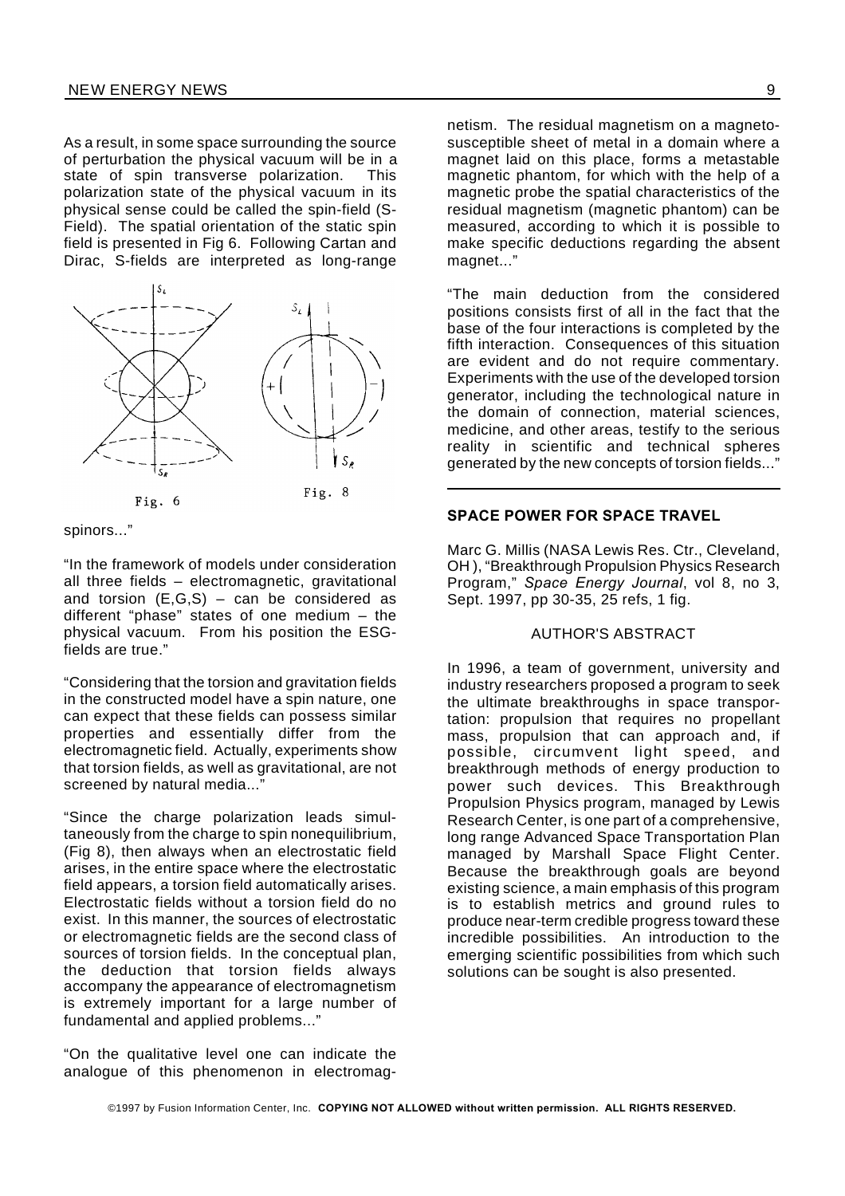As a result, in some space surrounding the source of perturbation the physical vacuum will be in a state of spin transverse polarization. This polarization state of the physical vacuum in its physical sense could be called the spin-field (S-Field). The spatial orientation of the static spin field is presented in Fig 6. Following Cartan and Dirac, S-fields are interpreted as long-range spinors..."

Fig. 6

Fig. 8

"In the framework of models under consideration all three fields – electromagnetic, gravitational and torsion (E,G,S) – can be considered as different "phase" states of one medium – the physical vacuum. From his position the ESG-fields are true."

"Considering that the torsion and gravitation fields in the constructed model have a spin nature, one can expect that these fields can possess similar properties and essentially differ from the electromagnetic field. Actually, experiments show that torsion fields, as well as gravitational, are not screened by natural media..."

"Since the charge polarization leads simultaneously from the charge to spin nonequilibrium, (Fig 8), then always when an electrostatic field arises, in the entire space where the electrostatic field appears, a torsion field automatically arises. Electrostatic fields without a torsion field do no exist. In this manner, the sources of electrostatic or electromagnetic fields are the second class of sources of torsion fields. In the conceptual plan, the deduction that torsion fields always accompany the appearance of electromagnetism is extremely important for a large number of fundamental and applied problems..."

"On the qualitative level one can indicate the analogue of this phenomenon in electromagnetism. The residual magnetism on a magneto-susceptible sheet of metal in a domain where a magnet laid on this place, forms a metastable magnetic phantom, for which with the help of a magnetic probe the spatial characteristics of the residual magnetism (magnetic phantom) can be measured, according to which it is possible to make specific deductions regarding the absent magnet..."

"The main deduction from the considered positions consists first of all in the fact that the base of the four interactions is completed by the fifth interaction. Consequences of this situation are evident and do not require commentary. Experiments with the use of the developed torsion generator, including the technological nature in the domain of connection, material sciences, medicine, and other areas, testify to the serious reality in scientific and technical spheres generated by the new concepts of torsion fields..."

---

**SPACE POWER FOR SPACE TRAVEL**

Marc G. Millis (NASA Lewis Res. Ctr., Cleveland, OH ), "Breakthrough Propulsion Physics Research Program," *Space Energy Journal*, vol 8, no 3, Sept. 1997, pp 30-35, 25 refs, 1 fig.

AUTHOR'S ABSTRACT

In 1996, a team of government, university and industry researchers proposed a program to seek the ultimate breakthroughs in space transportation: propulsion that requires no propellant mass, propulsion that can approach and, if possible, circumvent light speed, and breakthrough methods of energy production to power such devices. This Breakthrough Propulsion Physics program, managed by Lewis Research Center, is one part of a comprehensive, long range Advanced Space Transportation Plan managed by Marshall Space Flight Center. Because the breakthrough goals are beyond existing science, a main emphasis of this program is to establish metrics and ground rules to produce near-term credible progress toward these incredible possibilities. An introduction to the emerging scientific possibilities from which such solutions can be sought is also presented.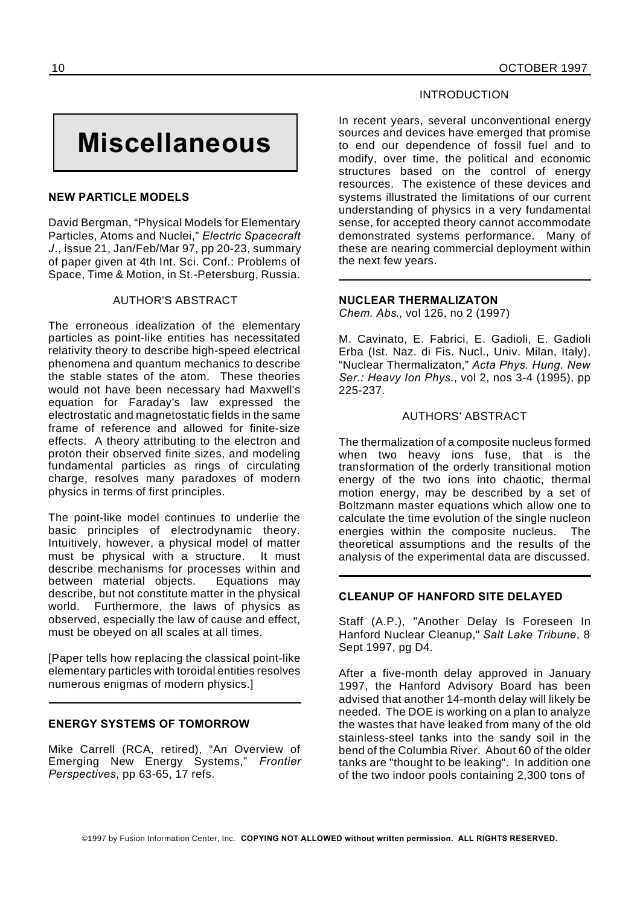# Miscellaneous

### NEW PARTICLE MODELS

David Bergman, "Physical Models for Elementary Particles, Atoms and Nuclei," *Electric Spacecraft J*., issue 21, Jan/Feb/Mar 97, pp 20-23, summary of paper given at 4th Int. Sci. Conf.: Problems of Space, Time & Motion, in St.-Petersburg, Russia.

AUTHOR'S ABSTRACT

The erroneous idealization of the elementary particles as point-like entities has necessitated relativity theory to describe high-speed electrical phenomena and quantum mechanics to describe the stable states of the atom. These theories would not have been necessary had Maxwell's equation for Faraday's law expressed the electrostatic and magnetostatic fields in the same frame of reference and allowed for finite-size effects. A theory attributing to the electron and proton their observed finite sizes, and modeling fundamental particles as rings of circulating charge, resolves many paradoxes of modern physics in terms of first principles.

The point-like model continues to underlie the basic principles of electrodynamic theory. Intuitively, however, a physical model of matter must be physical with a structure. It must describe mechanisms for processes within and between material objects. Equations may describe, but not constitute matter in the physical world. Furthermore, the laws of physics as observed, especially the law of cause and effect, must be obeyed on all scales at all times.

[Paper tells how replacing the classical point-like elementary particles with toroidal entities resolves numerous enigmas of modern physics.]

---

### ENERGY SYSTEMS OF TOMORROW

Mike Carrell (RCA, retired), "An Overview of Emerging New Energy Systems," *Frontier Perspectives*, pp 63-65, 17 refs.

INTRODUCTION

In recent years, several unconventional energy sources and devices have emerged that promise to end our dependence of fossil fuel and to modify, over time, the political and economic structures based on the control of energy resources. The existence of these devices and systems illustrated the limitations of our current understanding of physics in a very fundamental sense, for accepted theory cannot accommodate demonstrated systems performance. Many of these are nearing commercial deployment within the next few years.

---

### NUCLEAR THERMALIZATON

*Chem. Abs*., vol 126, no 2 (1997)

M. Cavinato, E. Fabrici, E. Gadioli, E. Gadioli Erba (Ist. Naz. di Fis. Nucl., Univ. Milan, Italy), "Nuclear Thermalizaton," *Acta Phys. Hung. New Ser.: Heavy Ion Phys*., vol 2, nos 3-4 (1995), pp 225-237.

AUTHORS' ABSTRACT

The thermalization of a composite nucleus formed when two heavy ions fuse, that is the transformation of the orderly transitional motion energy of the two ions into chaotic, thermal motion energy, may be described by a set of Boltzmann master equations which allow one to calculate the time evolution of the single nucleon energies within the composite nucleus. The theoretical assumptions and the results of the analysis of the experimental data are discussed.

---

### CLEANUP OF HANFORD SITE DELAYED

Staff (A.P.), "Another Delay Is Foreseen In Hanford Nuclear Cleanup," *Salt Lake Tribune*, 8 Sept 1997, pg D4.

After a five-month delay approved in January 1997, the Hanford Advisory Board has been advised that another 14-month delay will likely be needed. The DOE is working on a plan to analyze the wastes that have leaked from many of the old stainless-steel tanks into the sandy soil in the bend of the Columbia River. About 60 of the older tanks are "thought to be leaking". In addition one of the two indoor pools containing 2,300 tons of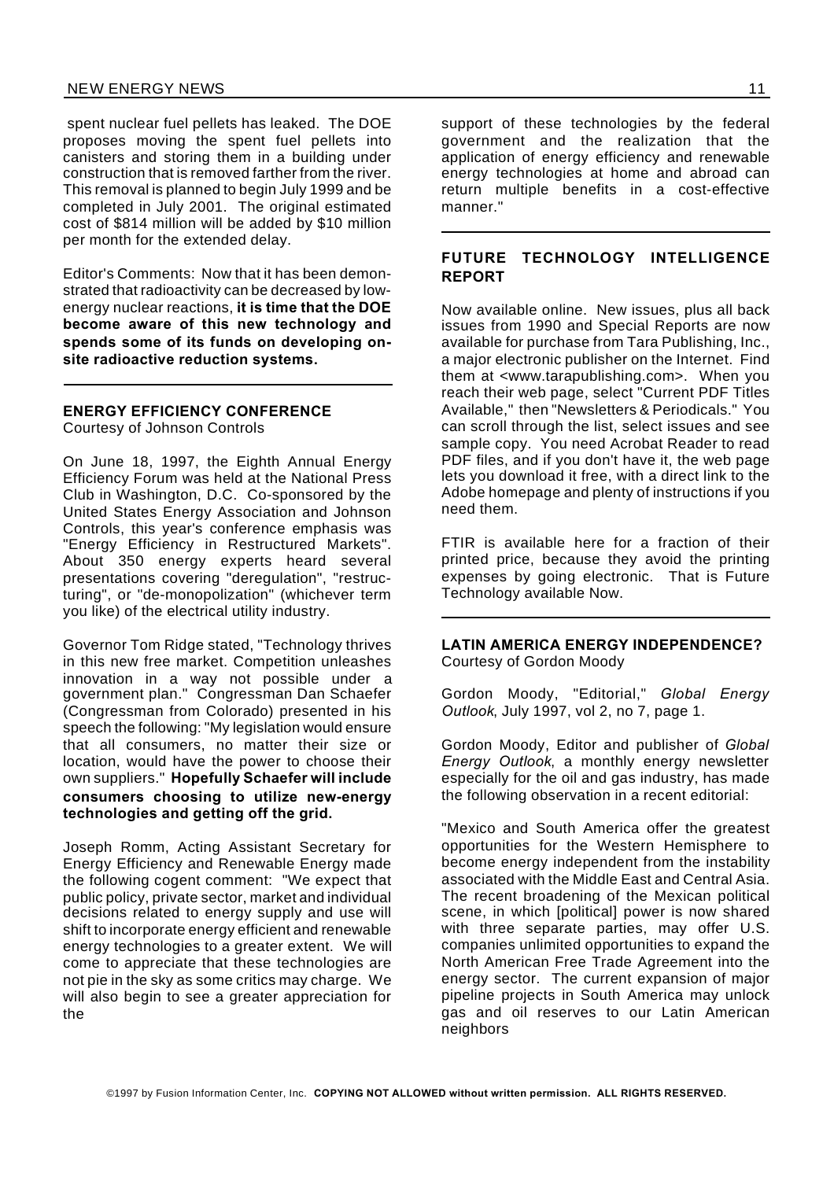spent nuclear fuel pellets has leaked. The DOE proposes moving the spent fuel pellets into canisters and storing them in a building under construction that is removed farther from the river. This removal is planned to begin July 1999 and be completed in July 2001. The original estimated cost of $814 million will be added by $10 million per month for the extended delay.

Editor's Comments: Now that it has been demonstrated that radioactivity can be decreased by low-energy nuclear reactions, **it is time that the DOE become aware of this new technology and spends some of its funds on developing on-site radioactive reduction systems.**

---

## ENERGY EFFICIENCY CONFERENCE

Courtesy of Johnson Controls

On June 18, 1997, the Eighth Annual Energy Efficiency Forum was held at the National Press Club in Washington, D.C. Co-sponsored by the United States Energy Association and Johnson Controls, this year's conference emphasis was "Energy Efficiency in Restructured Markets". About 350 energy experts heard several presentations covering "deregulation", "restructuring", or "de-monopolization" (whichever term you like) of the electrical utility industry.

Governor Tom Ridge stated, "Technology thrives in this new free market. Competition unleashes innovation in a way not possible under a government plan." Congressman Dan Schaefer (Congressman from Colorado) presented in his speech the following: "My legislation would ensure that all consumers, no matter their size or location, would have the power to choose their own suppliers." **Hopefully Schaefer will include consumers choosing to utilize new-energy technologies and getting off the grid.**

Joseph Romm, Acting Assistant Secretary for Energy Efficiency and Renewable Energy made the following cogent comment: "We expect that public policy, private sector, market and individual decisions related to energy supply and use will shift to incorporate energy efficient and renewable energy technologies to a greater extent. We will come to appreciate that these technologies are not pie in the sky as some critics may charge. We will also begin to see a greater appreciation for the support of these technologies by the federal government and the realization that the application of energy efficiency and renewable energy technologies at home and abroad can return multiple benefits in a cost-effective manner."

---

## FUTURE TECHNOLOGY INTELLIGENCE REPORT

Now available online. New issues, plus all back issues from 1990 and Special Reports are now available for purchase from Tara Publishing, Inc., a major electronic publisher on the Internet. Find them at <www.tarapublishing.com>. When you reach their web page, select "Current PDF Titles Available," then "Newsletters & Periodicals." You can scroll through the list, select issues and see sample copy. You need Acrobat Reader to read PDF files, and if you don't have it, the web page lets you download it free, with a direct link to the Adobe homepage and plenty of instructions if you need them.

FTIR is available here for a fraction of their printed price, because they avoid the printing expenses by going electronic. That is Future Technology available Now.

---

## LATIN AMERICA ENERGY INDEPENDENCE?

Courtesy of Gordon Moody

Gordon Moody, "Editorial," *Global Energy Outlook*, July 1997, vol 2, no 7, page 1.

Gordon Moody, Editor and publisher of *Global Energy Outlook*, a monthly energy newsletter especially for the oil and gas industry, has made the following observation in a recent editorial:

"Mexico and South America offer the greatest opportunities for the Western Hemisphere to become energy independent from the instability associated with the Middle East and Central Asia. The recent broadening of the Mexican political scene, in which [political] power is now shared with three separate parties, may offer U.S. companies unlimited opportunities to expand the North American Free Trade Agreement into the energy sector. The current expansion of major pipeline projects in South America may unlock gas and oil reserves to our Latin American neighbors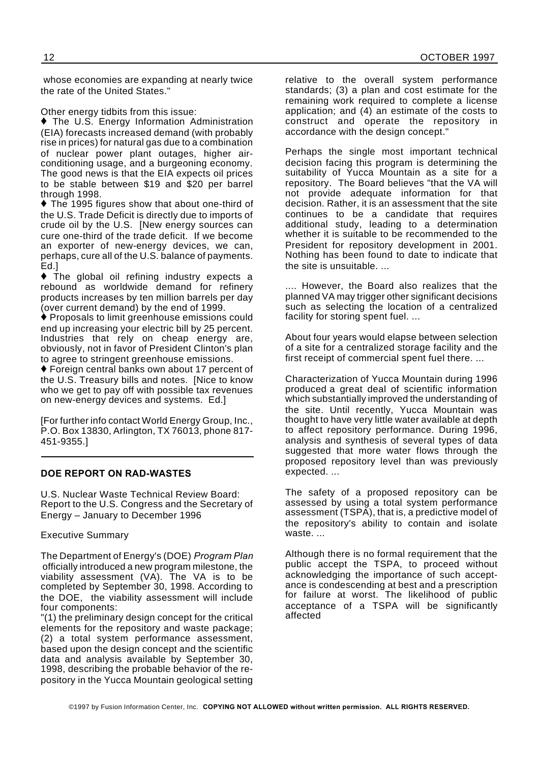whose economies are expanding at nearly twice the rate of the United States."

Other energy tidbits from this issue:

♦ The U.S. Energy Information Administration (EIA) forecasts increased demand (with probably rise in prices) for natural gas due to a combination of nuclear power plant outages, higher air-conditioning usage, and a burgeoning economy. The good news is that the EIA expects oil prices to be stable between $19 and $20 per barrel through 1998.

♦ The 1995 figures show that about one-third of the U.S. Trade Deficit is directly due to imports of crude oil by the U.S. [New energy sources can cure one-third of the trade deficit. If we become an exporter of new-energy devices, we can, perhaps, cure all of the U.S. balance of payments. Ed.]

♦ The global oil refining industry expects a rebound as worldwide demand for refinery products increases by ten million barrels per day (over current demand) by the end of 1999.

♦ Proposals to limit greenhouse emissions could end up increasing your electric bill by 25 percent. Industries that rely on cheap energy are, obviously, not in favor of President Clinton's plan to agree to stringent greenhouse emissions.

♦ Foreign central banks own about 17 percent of the U.S. Treasury bills and notes. [Nice to know who we get to pay off with possible tax revenues on new-energy devices and systems. Ed.]

[For further info contact World Energy Group, Inc., P.O. Box 13830, Arlington, TX 76013, phone 817-451-9355.]

---

## DOE REPORT ON RAD-WASTES

U.S. Nuclear Waste Technical Review Board: Report to the U.S. Congress and the Secretary of Energy – January to December 1996

Executive Summary

The Department of Energy's (DOE) *Program Plan* officially introduced a new program milestone, the viability assessment (VA). The VA is to be completed by September 30, 1998. According to the DOE, the viability assessment will include four components:

"(1) the preliminary design concept for the critical elements for the repository and waste package; (2) a total system performance assessment, based upon the design concept and the scientific data and analysis available by September 30, 1998, describing the probable behavior of the repository in the Yucca Mountain geological setting relative to the overall system performance standards; (3) a plan and cost estimate for the remaining work required to complete a license application; and (4) an estimate of the costs to construct and operate the repository in accordance with the design concept."

Perhaps the single most important technical decision facing this program is determining the suitability of Yucca Mountain as a site for a repository. The Board believes "that the VA will not provide adequate information for that decision. Rather, it is an assessment that the site continues to be a candidate that requires additional study, leading to a determination whether it is suitable to be recommended to the President for repository development in 2001. Nothing has been found to date to indicate that the site is unsuitable. ...

.... However, the Board also realizes that the planned VA may trigger other significant decisions such as selecting the location of a centralized facility for storing spent fuel. ...

About four years would elapse between selection of a site for a centralized storage facility and the first receipt of commercial spent fuel there. ...

Characterization of Yucca Mountain during 1996 produced a great deal of scientific information which substantially improved the understanding of the site. Until recently, Yucca Mountain was thought to have very little water available at depth to affect repository performance. During 1996, analysis and synthesis of several types of data suggested that more water flows through the proposed repository level than was previously expected. ...

The safety of a proposed repository can be assessed by using a total system performance assessment (TSPA), that is, a predictive model of the repository's ability to contain and isolate waste. ...

Although there is no formal requirement that the public accept the TSPA, to proceed without acknowledging the importance of such acceptance is condescending at best and a prescription for failure at worst. The likelihood of public acceptance of a TSPA will be significantly affected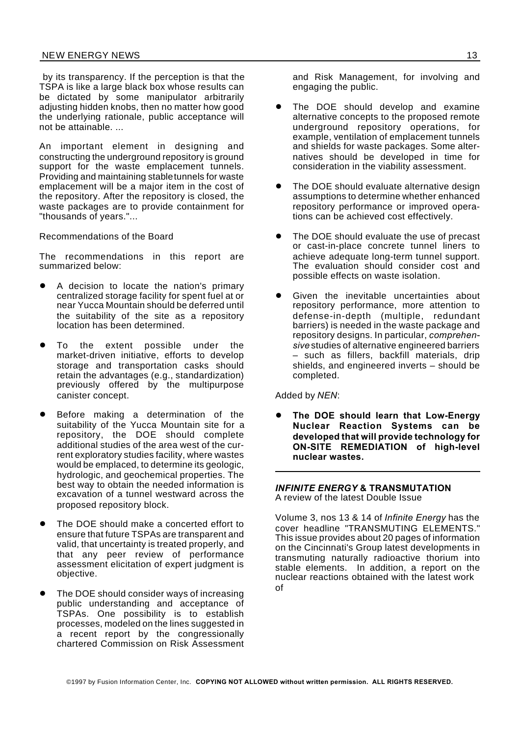by its transparency. If the perception is that the TSPA is like a large black box whose results can be dictated by some manipulator arbitrarily adjusting hidden knobs, then no matter how good the underlying rationale, public acceptance will not be attainable. ...

An important element in designing and constructing the underground repository is ground support for the waste emplacement tunnels. Providing and maintaining stable tunnels for waste emplacement will be a major item in the cost of the repository. After the repository is closed, the waste packages are to provide containment for "thousands of years."...

Recommendations of the Board

The recommendations in this report are summarized below:

- A decision to locate the nation's primary centralized storage facility for spent fuel at or near Yucca Mountain should be deferred until the suitability of the site as a repository location has been determined.
- To the extent possible under the market-driven initiative, efforts to develop storage and transportation casks should retain the advantages (e.g., standardization) previously offered by the multipurpose canister concept.
- Before making a determination of the suitability of the Yucca Mountain site for a repository, the DOE should complete additional studies of the area west of the current exploratory studies facility, where wastes would be emplaced, to determine its geologic, hydrologic, and geochemical properties. The best way to obtain the needed information is excavation of a tunnel westward across the proposed repository block.
- The DOE should make a concerted effort to ensure that future TSPAs are transparent and valid, that uncertainty is treated properly, and that any peer review of performance assessment elicitation of expert judgment is objective.
- The DOE should consider ways of increasing public understanding and acceptance of TSPAs. One possibility is to establish processes, modeled on the lines suggested in a recent report by the congressionally chartered Commission on Risk Assessment and Risk Management, for involving and engaging the public.
- The DOE should develop and examine alternative concepts to the proposed remote underground repository operations, for example, ventilation of emplacement tunnels and shields for waste packages. Some alternatives should be developed in time for consideration in the viability assessment.
- The DOE should evaluate alternative design assumptions to determine whether enhanced repository performance or improved operations can be achieved cost effectively.
- The DOE should evaluate the use of precast or cast-in-place concrete tunnel liners to achieve adequate long-term tunnel support. The evaluation should consider cost and possible effects on waste isolation.
- Given the inevitable uncertainties about repository performance, more attention to defense-in-depth (multiple, redundant barriers) is needed in the waste package and repository designs. In particular, *comprehensive* studies of alternative engineered barriers – such as fillers, backfill materials, drip shields, and engineered inverts – should be completed.

Added by *NEN*:

- **The DOE should learn that Low-Energy Nuclear Reaction Systems can be developed that will provide technology for ON-SITE REMEDIATION of high-level nuclear wastes.**

---

## *INFINITE ENERGY* & TRANSMUTATION

A review of the latest Double Issue

Volume 3, nos 13 & 14 of *Infinite Energy* has the cover headline "TRANSMUTING ELEMENTS." This issue provides about 20 pages of information on the Cincinnati's Group latest developments in transmuting naturally radioactive thorium into stable elements. In addition, a report on the nuclear reactions obtained with the latest work of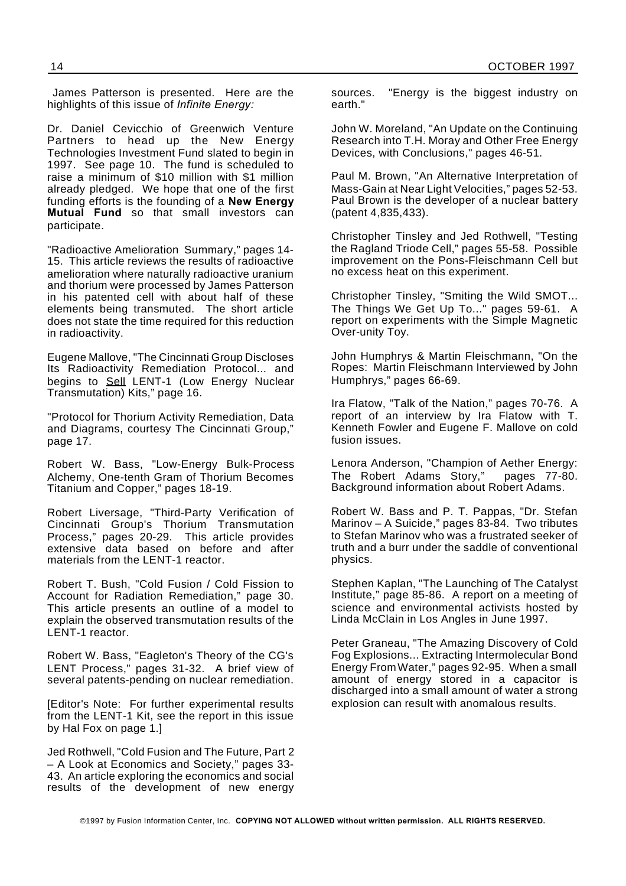James Patterson is presented. Here are the highlights of this issue of *Infinite Energy:*

Dr. Daniel Cevicchio of Greenwich Venture Partners to head up the New Energy Technologies Investment Fund slated to begin in 1997. See page 10. The fund is scheduled to raise a minimum of $10 million with $1 million already pledged. We hope that one of the first funding efforts is the founding of a **New Energy Mutual Fund** so that small investors can participate.

"Radioactive Amelioration Summary," pages 14-15. This article reviews the results of radioactive amelioration where naturally radioactive uranium and thorium were processed by James Patterson in his patented cell with about half of these elements being transmuted. The short article does not state the time required for this reduction in radioactivity.

Eugene Mallove, "The Cincinnati Group Discloses Its Radioactivity Remediation Protocol... and begins to Sell LENT-1 (Low Energy Nuclear Transmutation) Kits," page 16.

"Protocol for Thorium Activity Remediation, Data and Diagrams, courtesy The Cincinnati Group," page 17.

Robert W. Bass, "Low-Energy Bulk-Process Alchemy, One-tenth Gram of Thorium Becomes Titanium and Copper," pages 18-19.

Robert Liversage, "Third-Party Verification of Cincinnati Group's Thorium Transmutation Process," pages 20-29. This article provides extensive data based on before and after materials from the LENT-1 reactor.

Robert T. Bush, "Cold Fusion / Cold Fission to Account for Radiation Remediation," page 30. This article presents an outline of a model to explain the observed transmutation results of the LENT-1 reactor.

Robert W. Bass, "Eagleton's Theory of the CG's LENT Process," pages 31-32. A brief view of several patents-pending on nuclear remediation.

[Editor's Note: For further experimental results from the LENT-1 Kit, see the report in this issue by Hal Fox on page 1.]

Jed Rothwell, "Cold Fusion and The Future, Part 2 – A Look at Economics and Society," pages 33-43. An article exploring the economics and social results of the development of new energy sources. "Energy is the biggest industry on earth."

John W. Moreland, "An Update on the Continuing Research into T.H. Moray and Other Free Energy Devices, with Conclusions," pages 46-51.

Paul M. Brown, "An Alternative Interpretation of Mass-Gain at Near Light Velocities," pages 52-53. Paul Brown is the developer of a nuclear battery (patent 4,835,433).

Christopher Tinsley and Jed Rothwell, "Testing the Ragland Triode Cell," pages 55-58. Possible improvement on the Pons-Fleischmann Cell but no excess heat on this experiment.

Christopher Tinsley, "Smiting the Wild SMOT... The Things We Get Up To..." pages 59-61. A report on experiments with the Simple Magnetic Over-unity Toy.

John Humphrys & Martin Fleischmann, "On the Ropes: Martin Fleischmann Interviewed by John Humphrys," pages 66-69.

Ira Flatow, "Talk of the Nation," pages 70-76. A report of an interview by Ira Flatow with T. Kenneth Fowler and Eugene F. Mallove on cold fusion issues.

Lenora Anderson, "Champion of Aether Energy: The Robert Adams Story," pages 77-80. Background information about Robert Adams.

Robert W. Bass and P. T. Pappas, "Dr. Stefan Marinov – A Suicide," pages 83-84. Two tributes to Stefan Marinov who was a frustrated seeker of truth and a burr under the saddle of conventional physics.

Stephen Kaplan, "The Launching of The Catalyst Institute," page 85-86. A report on a meeting of science and environmental activists hosted by Linda McClain in Los Angles in June 1997.

Peter Graneau, "The Amazing Discovery of Cold Fog Explosions... Extracting Intermolecular Bond Energy From Water," pages 92-95. When a small amount of energy stored in a capacitor is discharged into a small amount of water a strong explosion can result with anomalous results.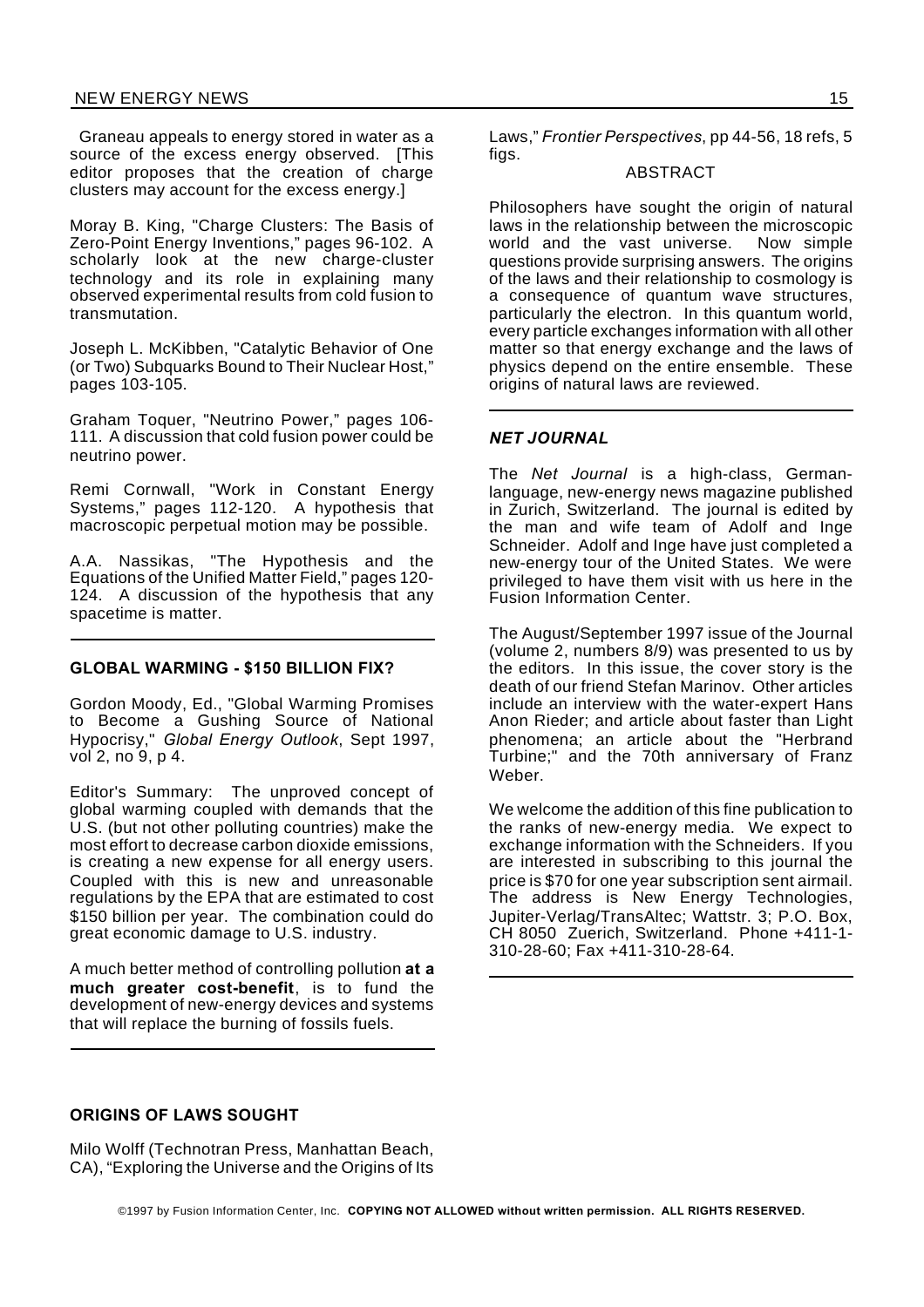Graneau appeals to energy stored in water as a source of the excess energy observed. [This editor proposes that the creation of charge clusters may account for the excess energy.]

Moray B. King, "Charge Clusters: The Basis of Zero-Point Energy Inventions," pages 96-102. A scholarly look at the new charge-cluster technology and its role in explaining many observed experimental results from cold fusion to transmutation.

Joseph L. McKibben, "Catalytic Behavior of One (or Two) Subquarks Bound to Their Nuclear Host," pages 103-105.

Graham Toquer, "Neutrino Power," pages 106-111. A discussion that cold fusion power could be neutrino power.

Remi Cornwall, "Work in Constant Energy Systems," pages 112-120. A hypothesis that macroscopic perpetual motion may be possible.

A.A. Nassikas, "The Hypothesis and the Equations of the Unified Matter Field," pages 120-124. A discussion of the hypothesis that any spacetime is matter.

---

### GLOBAL WARMING - $150 BILLION FIX?

Gordon Moody, Ed., "Global Warming Promises to Become a Gushing Source of National Hypocrisy," *Global Energy Outlook*, Sept 1997, vol 2, no 9, p 4.

Editor's Summary: The unproved concept of global warming coupled with demands that the U.S. (but not other polluting countries) make the most effort to decrease carbon dioxide emissions, is creating a new expense for all energy users. Coupled with this is new and unreasonable regulations by the EPA that are estimated to cost $150 billion per year. The combination could do great economic damage to U.S. industry.

A much better method of controlling pollution **at a much greater cost-benefit**, is to fund the development of new-energy devices and systems that will replace the burning of fossils fuels.

---

### ORIGINS OF LAWS SOUGHT

Milo Wolff (Technotran Press, Manhattan Beach, CA), "Exploring the Universe and the Origins of Its Laws," *Frontier Perspectives*, pp 44-56, 18 refs, 5 figs.

ABSTRACT

Philosophers have sought the origin of natural laws in the relationship between the microscopic world and the vast universe. Now simple questions provide surprising answers. The origins of the laws and their relationship to cosmology is a consequence of quantum wave structures, particularly the electron. In this quantum world, every particle exchanges information with all other matter so that energy exchange and the laws of physics depend on the entire ensemble. These origins of natural laws are reviewed.

---

### *NET JOURNAL*

The *Net Journal* is a high-class, German-language, new-energy news magazine published in Zurich, Switzerland. The journal is edited by the man and wife team of Adolf and Inge Schneider. Adolf and Inge have just completed a new-energy tour of the United States. We were privileged to have them visit with us here in the Fusion Information Center.

The August/September 1997 issue of the Journal (volume 2, numbers 8/9) was presented to us by the editors. In this issue, the cover story is the death of our friend Stefan Marinov. Other articles include an interview with the water-expert Hans Anon Rieder; and article about faster than Light phenomena; an article about the "Herbrand Turbine;" and the 70th anniversary of Franz Weber.

We welcome the addition of this fine publication to the ranks of new-energy media. We expect to exchange information with the Schneiders. If you are interested in subscribing to this journal the price is $70 for one year subscription sent airmail. The address is New Energy Technologies, Jupiter-Verlag/TransAltec; Wattstr. 3; P.O. Box, CH 8050 Zuerich, Switzerland. Phone +411-1-310-28-60; Fax +411-310-28-64.

---

©1997 by Fusion Information Center, Inc. **COPYING NOT ALLOWED without written permission. ALL RIGHTS RESERVED.**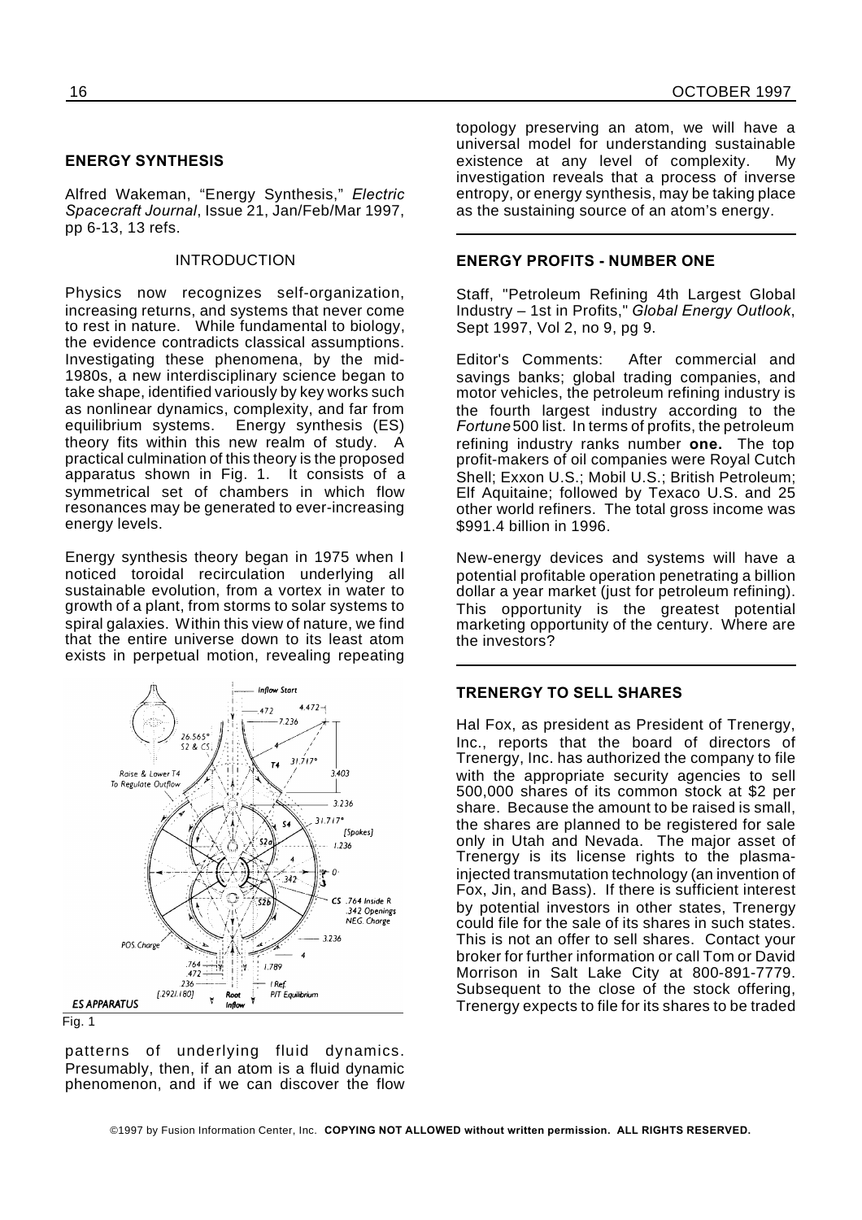## ENERGY SYNTHESIS

Alfred Wakeman, "Energy Synthesis," *Electric Spacecraft Journal*, Issue 21, Jan/Feb/Mar 1997, pp 6-13, 13 refs.

### INTRODUCTION

Physics now recognizes self-organization, increasing returns, and systems that never come to rest in nature. While fundamental to biology, the evidence contradicts classical assumptions. Investigating these phenomena, by the mid-1980s, a new interdisciplinary science began to take shape, identified variously by key works such as nonlinear dynamics, complexity, and far from equilibrium systems. Energy synthesis (ES) theory fits within this new realm of study. A practical culmination of this theory is the proposed apparatus shown in Fig. 1. It consists of a symmetrical set of chambers in which flow resonances may be generated to ever-increasing energy levels.

Energy synthesis theory began in 1975 when I noticed toroidal recirculation underlying all sustainable evolution, from a vortex in water to growth of a plant, from storms to solar systems to spiral galaxies. Within this view of nature, we find that the entire universe down to its least atom exists in perpetual motion, revealing repeating patterns of underlying fluid dynamics. Presumably, then, if an atom is a fluid dynamic phenomenon, and if we can discover the flow topology preserving an atom, we will have a universal model for understanding sustainable existence at any level of complexity. My investigation reveals that a process of inverse entropy, or energy synthesis, may be taking place as the sustaining source of an atom's energy.

Fig. 1

## ENERGY PROFITS - NUMBER ONE

Staff, "Petroleum Refining 4th Largest Global Industry – 1st in Profits," *Global Energy Outlook*, Sept 1997, Vol 2, no 9, pg 9.

Editor's Comments: After commercial and savings banks; global trading companies, and motor vehicles, the petroleum refining industry is the fourth largest industry according to the *Fortune* 500 list. In terms of profits, the petroleum refining industry ranks number **one.** The top profit-makers of oil companies were Royal Cutch Shell; Exxon U.S.; Mobil U.S.; British Petroleum; Elf Aquitaine; followed by Texaco U.S. and 25 other world refiners. The total gross income was $991.4 billion in 1996.

New-energy devices and systems will have a potential profitable operation penetrating a billion dollar a year market (just for petroleum refining). This opportunity is the greatest potential marketing opportunity of the century. Where are the investors?

## TRENERGY TO SELL SHARES

Hal Fox, as president as President of Trenergy, Inc., reports that the board of directors of Trenergy, Inc. has authorized the company to file with the appropriate security agencies to sell 500,000 shares of its common stock at $2 per share. Because the amount to be raised is small, the shares are planned to be registered for sale only in Utah and Nevada. The major asset of Trenergy is its license rights to the plasma-injected transmutation technology (an invention of Fox, Jin, and Bass). If there is sufficient interest by potential investors in other states, Trenergy could file for the sale of its shares in such states. This is not an offer to sell shares. Contact your broker for further information or call Tom or David Morrison in Salt Lake City at 800-891-7779. Subsequent to the close of the stock offering, Trenergy expects to file for its shares to be traded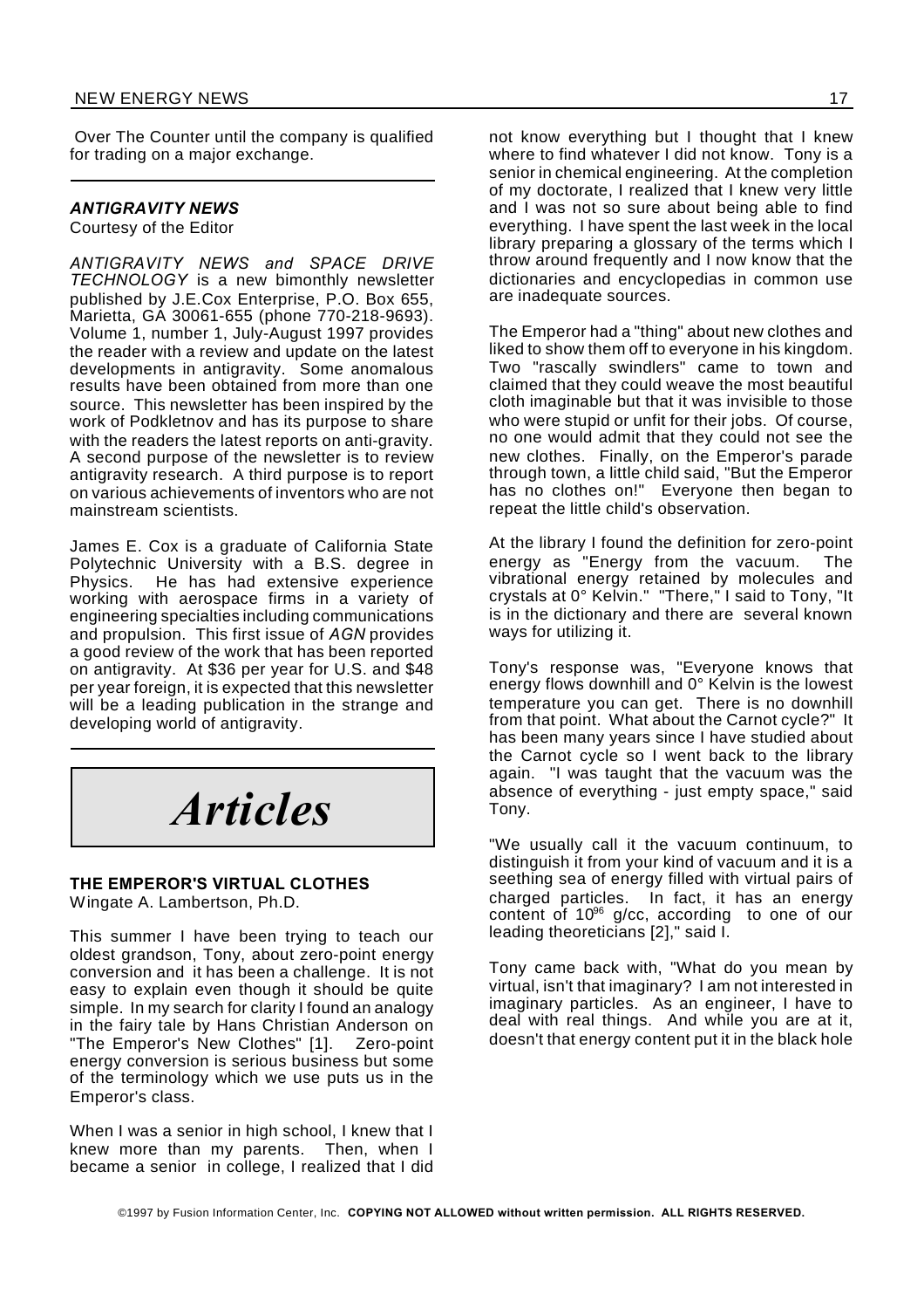Over The Counter until the company is qualified for trading on a major exchange.

---

### *ANTIGRAVITY NEWS*

Courtesy of the Editor

*ANTIGRAVITY NEWS and SPACE DRIVE TECHNOLOGY* is a new bimonthly newsletter published by J.E.Cox Enterprise, P.O. Box 655, Marietta, GA 30061-655 (phone 770-218-9693). Volume 1, number 1, July-August 1997 provides the reader with a review and update on the latest developments in antigravity. Some anomalous results have been obtained from more than one source. This newsletter has been inspired by the work of Podkletnov and has its purpose to share with the readers the latest reports on anti-gravity. A second purpose of the newsletter is to review antigravity research. A third purpose is to report on various achievements of inventors who are not mainstream scientists.

James E. Cox is a graduate of California State Polytechnic University with a B.S. degree in Physics. He has had extensive experience working with aerospace firms in a variety of engineering specialties including communications and propulsion. This first issue of *AGN* provides a good review of the work that has been reported on antigravity. At $36 per year for U.S. and $48 per year foreign, it is expected that this newsletter will be a leading publication in the strange and developing world of antigravity.

---

# *Articles*

### THE EMPEROR'S VIRTUAL CLOTHES

Wingate A. Lambertson, Ph.D.

This summer I have been trying to teach our oldest grandson, Tony, about zero-point energy conversion and it has been a challenge. It is not easy to explain even though it should be quite simple. In my search for clarity I found an analogy in the fairy tale by Hans Christian Anderson on "The Emperor's New Clothes" [1]. Zero-point energy conversion is serious business but some of the terminology which we use puts us in the Emperor's class.

When I was a senior in high school, I knew that I knew more than my parents. Then, when I became a senior in college, I realized that I did not know everything but I thought that I knew where to find whatever I did not know. Tony is a senior in chemical engineering. At the completion of my doctorate, I realized that I knew very little and I was not so sure about being able to find everything. I have spent the last week in the local library preparing a glossary of the terms which I throw around frequently and I now know that the dictionaries and encyclopedias in common use are inadequate sources.

The Emperor had a "thing" about new clothes and liked to show them off to everyone in his kingdom. Two "rascally swindlers" came to town and claimed that they could weave the most beautiful cloth imaginable but that it was invisible to those who were stupid or unfit for their jobs. Of course, no one would admit that they could not see the new clothes. Finally, on the Emperor's parade through town, a little child said, "But the Emperor has no clothes on!" Everyone then began to repeat the little child's observation.

At the library I found the definition for zero-point energy as "Energy from the vacuum. The vibrational energy retained by molecules and crystals at 0° Kelvin." "There," I said to Tony, "It is in the dictionary and there are several known ways for utilizing it.

Tony's response was, "Everyone knows that energy flows downhill and 0° Kelvin is the lowest temperature you can get. There is no downhill from that point. What about the Carnot cycle?" It has been many years since I have studied about the Carnot cycle so I went back to the library again. "I was taught that the vacuum was the absence of everything - just empty space," said Tony.

"We usually call it the vacuum continuum, to distinguish it from your kind of vacuum and it is a seething sea of energy filled with virtual pairs of charged particles. In fact, it has an energy content of $10^{96}$ g/cc, according to one of our leading theoreticians [2]," said I.

Tony came back with, "What do you mean by virtual, isn't that imaginary? I am not interested in imaginary particles. As an engineer, I have to deal with real things. And while you are at it, doesn't that energy content put it in the black hole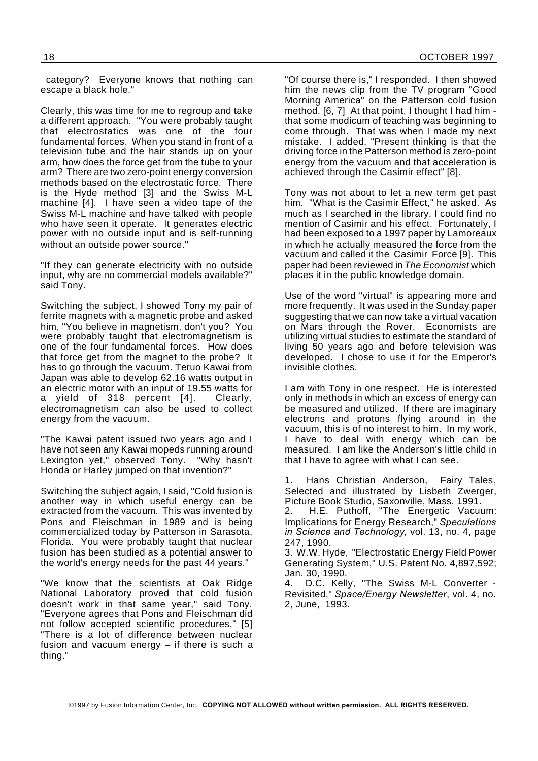category? Everyone knows that nothing can escape a black hole."

Clearly, this was time for me to regroup and take a different approach. "You were probably taught that electrostatics was one of the four fundamental forces. When you stand in front of a television tube and the hair stands up on your arm, how does the force get from the tube to your arm? There are two zero-point energy conversion methods based on the electrostatic force. There is the Hyde method [3] and the Swiss M-L machine [4]. I have seen a video tape of the Swiss M-L machine and have talked with people who have seen it operate. It generates electric power with no outside input and is self-running without an outside power source."

"If they can generate electricity with no outside input, why are no commercial models available?" said Tony.

Switching the subject, I showed Tony my pair of ferrite magnets with a magnetic probe and asked him, "You believe in magnetism, don't you? You were probably taught that electromagnetism is one of the four fundamental forces. How does that force get from the magnet to the probe? It has to go through the vacuum. Teruo Kawai from Japan was able to develop 62.16 watts output in an electric motor with an input of 19.55 watts for a yield of 318 percent [4]. Clearly, electromagnetism can also be used to collect energy from the vacuum.

"The Kawai patent issued two years ago and I have not seen any Kawai mopeds running around Lexington yet," observed Tony. "Why hasn't Honda or Harley jumped on that invention?"

Switching the subject again, I said, "Cold fusion is another way in which useful energy can be extracted from the vacuum. This was invented by Pons and Fleischman in 1989 and is being commercialized today by Patterson in Sarasota, Florida. You were probably taught that nuclear fusion has been studied as a potential answer to the world's energy needs for the past 44 years."

"We know that the scientists at Oak Ridge National Laboratory proved that cold fusion doesn't work in that same year," said Tony. "Everyone agrees that Pons and Fleischman did not follow accepted scientific procedures." [5] "There is a lot of difference between nuclear fusion and vacuum energy – if there is such a thing."

"Of course there is," I responded. I then showed him the news clip from the TV program "Good Morning America" on the Patterson cold fusion method. [6, 7] At that point, I thought I had him - that some modicum of teaching was beginning to come through. That was when I made my next mistake. I added, "Present thinking is that the driving force in the Patterson method is zero-point energy from the vacuum and that acceleration is achieved through the Casimir effect" [8].

Tony was not about to let a new term get past him. "What is the Casimir Effect," he asked. As much as I searched in the library, I could find no mention of Casimir and his effect. Fortunately, I had been exposed to a 1997 paper by Lamoreaux in which he actually measured the force from the vacuum and called it the Casimir Force [9]. This paper had been reviewed in *The Economist* which places it in the public knowledge domain.

Use of the word "virtual" is appearing more and more frequently. It was used in the Sunday paper suggesting that we can now take a virtual vacation on Mars through the Rover. Economists are utilizing virtual studies to estimate the standard of living 50 years ago and before television was developed. I chose to use it for the Emperor's invisible clothes.

I am with Tony in one respect. He is interested only in methods in which an excess of energy can be measured and utilized. If there are imaginary electrons and protons flying around in the vacuum, this is of no interest to him. In my work, I have to deal with energy which can be measured. I am like the Anderson's little child in that I have to agree with what I can see.

1. Hans Christian Anderson, Fairy Tales, Selected and illustrated by Lisbeth Zwerger, Picture Book Studio, Saxonville, Mass. 1991.
2. H.E. Puthoff, "The Energetic Vacuum: Implications for Energy Research," *Speculations in Science and Technology*, vol. 13, no. 4, page 247, 1990.
3. W.W. Hyde, "Electrostatic Energy Field Power Generating System," U.S. Patent No. 4,897,592; Jan. 30, 1990.
4. D.C. Kelly, "The Swiss M-L Converter - Revisited," *Space/Energy Newsletter*, vol. 4, no. 2, June, 1993.

©1997 by Fusion Information Center, Inc. **COPYING NOT ALLOWED without written permission. ALL RIGHTS RESERVED.**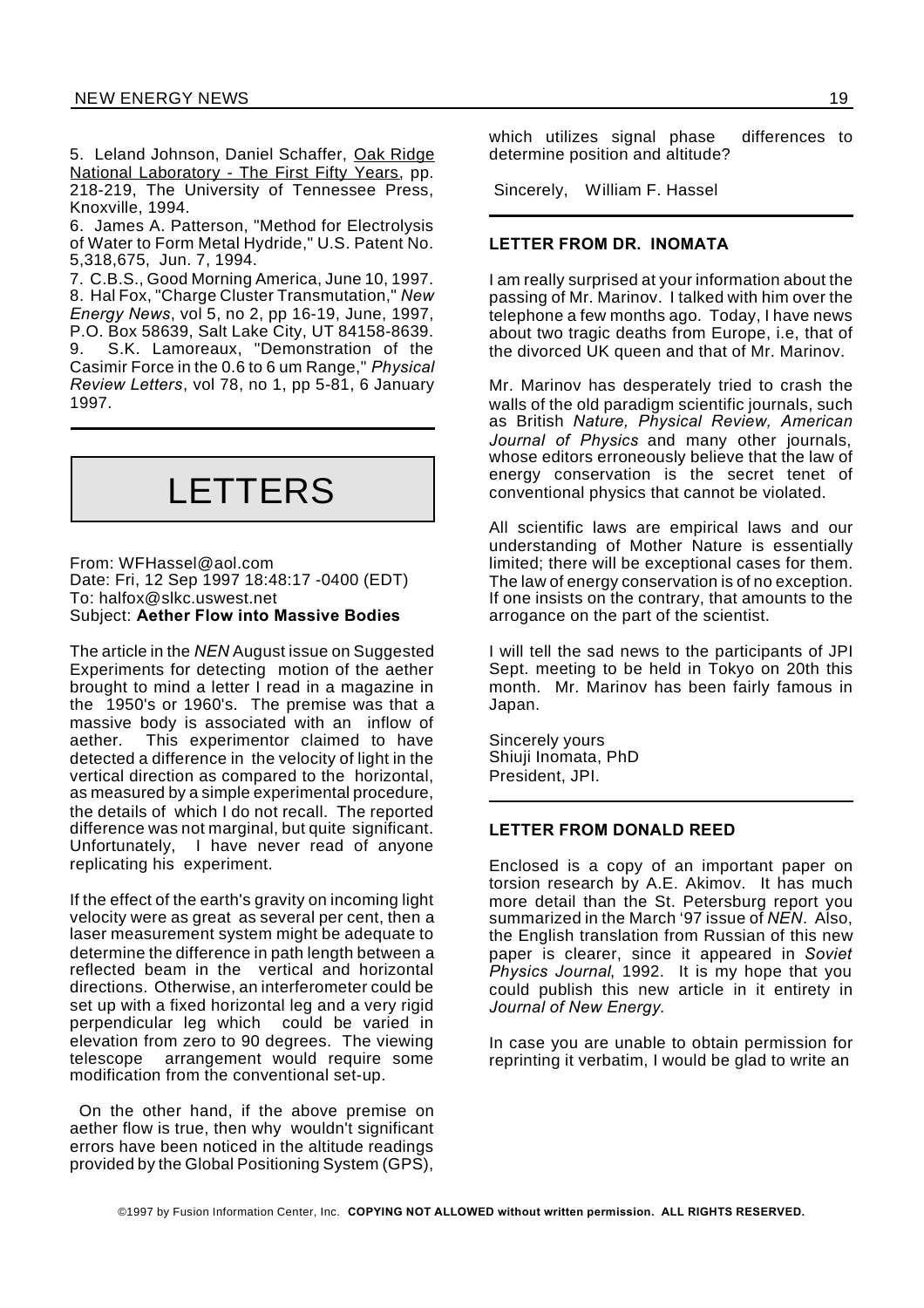5. Leland Johnson, Daniel Schaffer, Oak Ridge National Laboratory - The First Fifty Years, pp. 218-219, The University of Tennessee Press, Knoxville, 1994.

6. James A. Patterson, "Method for Electrolysis of Water to Form Metal Hydride," U.S. Patent No. 5,318,675, Jun. 7, 1994.

7. C.B.S., Good Morning America, June 10, 1997.

8. Hal Fox, "Charge Cluster Transmutation," *New Energy News*, vol 5, no 2, pp 16-19, June, 1997, P.O. Box 58639, Salt Lake City, UT 84158-8639.

9. S.K. Lamoreaux, "Demonstration of the Casimir Force in the 0.6 to 6 um Range," *Physical Review Letters*, vol 78, no 1, pp 5-81, 6 January 1997.

# LETTERS

From: WFHassel@aol.com
Date: Fri, 12 Sep 1997 18:48:17 -0400 (EDT)
To: halfox@slkc.uswest.net
Subject: **Aether Flow into Massive Bodies**

The article in the *NEN* August issue on Suggested Experiments for detecting motion of the aether brought to mind a letter I read in a magazine in the 1950's or 1960's. The premise was that a massive body is associated with an inflow of aether. This experimentor claimed to have detected a difference in the velocity of light in the vertical direction as compared to the horizontal, as measured by a simple experimental procedure, the details of which I do not recall. The reported difference was not marginal, but quite significant. Unfortunately, I have never read of anyone replicating his experiment.

If the effect of the earth's gravity on incoming light velocity were as great as several per cent, then a laser measurement system might be adequate to determine the difference in path length between a reflected beam in the vertical and horizontal directions. Otherwise, an interferometer could be set up with a fixed horizontal leg and a very rigid perpendicular leg which could be varied in elevation from zero to 90 degrees. The viewing telescope arrangement would require some modification from the conventional set-up.

On the other hand, if the above premise on aether flow is true, then why wouldn't significant errors have been noticed in the altitude readings provided by the Global Positioning System (GPS), which utilizes signal phase differences to determine position and altitude?

Sincerely, William F. Hassel

### LETTER FROM DR. INOMATA

I am really surprised at your information about the passing of Mr. Marinov. I talked with him over the telephone a few months ago. Today, I have news about two tragic deaths from Europe, i.e, that of the divorced UK queen and that of Mr. Marinov.

Mr. Marinov has desperately tried to crash the walls of the old paradigm scientific journals, such as British *Nature, Physical Review, American Journal of Physics* and many other journals, whose editors erroneously believe that the law of energy conservation is the secret tenet of conventional physics that cannot be violated.

All scientific laws are empirical laws and our understanding of Mother Nature is essentially limited; there will be exceptional cases for them. The law of energy conservation is of no exception. If one insists on the contrary, that amounts to the arrogance on the part of the scientist.

I will tell the sad news to the participants of JPI Sept. meeting to be held in Tokyo on 20th this month. Mr. Marinov has been fairly famous in Japan.

Sincerely yours
Shiuji Inomata, PhD
President, JPI.

### LETTER FROM DONALD REED

Enclosed is a copy of an important paper on torsion research by A.E. Akimov. It has much more detail than the St. Petersburg report you summarized in the March '97 issue of *NEN*. Also, the English translation from Russian of this new paper is clearer, since it appeared in *Soviet Physics Journal*, 1992. It is my hope that you could publish this new article in it entirety in *Journal of New Energy*.

In case you are unable to obtain permission for reprinting it verbatim, I would be glad to write an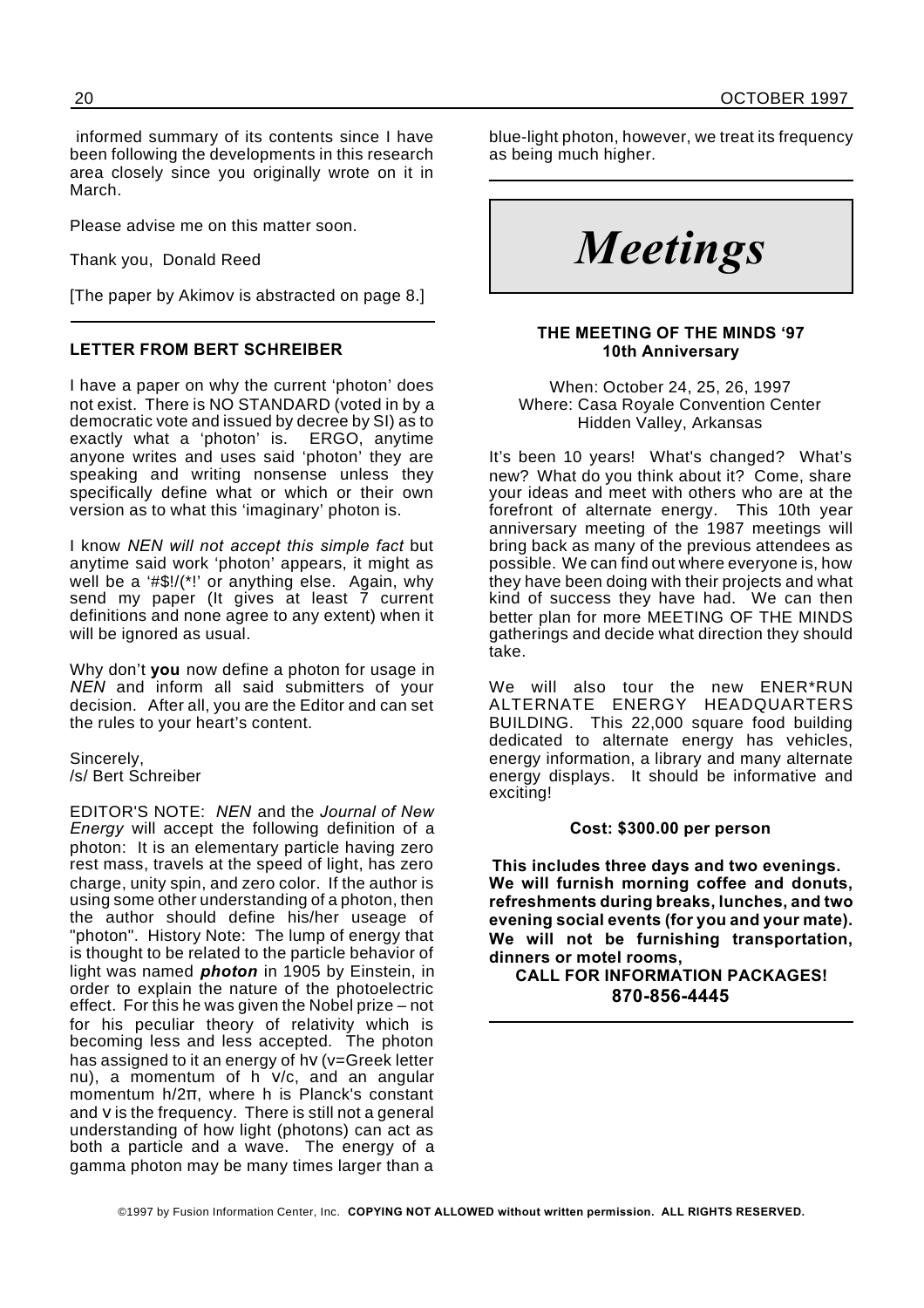informed summary of its contents since I have been following the developments in this research area closely since you originally wrote on it in March.

Please advise me on this matter soon.

Thank you, Donald Reed

[The paper by Akimov is abstracted on page 8.]

---

**LETTER FROM BERT SCHREIBER**

I have a paper on why the current 'photon' does not exist. There is NO STANDARD (voted in by a democratic vote and issued by decree by SI) as to exactly what a 'photon' is. ERGO, anytime anyone writes and uses said 'photon' they are speaking and writing nonsense unless they specifically define what or which or their own version as to what this 'imaginary' photon is.

I know *NEN will not accept this simple fact* but anytime said work 'photon' appears, it might as well be a '#$!/(*!' or anything else. Again, why send my paper (It gives at least 7 current definitions and none agree to any extent) when it will be ignored as usual.

Why don't **you** now define a photon for usage in *NEN* and inform all said submitters of your decision. After all, you are the Editor and can set the rules to your heart's content.

Sincerely,
/s/ Bert Schreiber

EDITOR'S NOTE: *NEN* and the *Journal of New Energy* will accept the following definition of a photon: It is an elementary particle having zero rest mass, travels at the speed of light, has zero charge, unity spin, and zero color. If the author is using some other understanding of a photon, then the author should define his/her useage of "photon". History Note: The lump of energy that is thought to be related to the particle behavior of light was named ***photon*** in 1905 by Einstein, in order to explain the nature of the photoelectric effect. For this he was given the Nobel prize – not for his peculiar theory of relativity which is becoming less and less accepted. The photon has assigned to it an energy of $h\nu$ ($\nu$=Greek letter nu), a momentum of $h\nu/c$, and an angular momentum $h/2\pi$, where $h$ is Planck's constant and $\nu$ is the frequency. There is still not a general understanding of how light (photons) can act as both a particle and a wave. The energy of a gamma photon may be many times larger than a blue-light photon, however, we treat its frequency as being much higher.

---

# *Meetings*

**THE MEETING OF THE MINDS '97**
**10th Anniversary**

When: October 24, 25, 26, 1997
Where: Casa Royale Convention Center
Hidden Valley, Arkansas

It's been 10 years! What's changed? What's new? What do you think about it? Come, share your ideas and meet with others who are at the forefront of alternate energy. This 10th year anniversary meeting of the 1987 meetings will bring back as many of the previous attendees as possible. We can find out where everyone is, how they have been doing with their projects and what kind of success they have had. We can then better plan for more MEETING OF THE MINDS gatherings and decide what direction they should take.

We will also tour the new ENER*RUN ALTERNATE ENERGY HEADQUARTERS BUILDING. This 22,000 square food building dedicated to alternate energy has vehicles, energy information, a library and many alternate energy displays. It should be informative and exciting!

**Cost: $300.00 per person**

**This includes three days and two evenings. We will furnish morning coffee and donuts, refreshments during breaks, lunches, and two evening social events (for you and your mate). We will not be furnishing transportation, dinners or motel rooms,**

**CALL FOR INFORMATION PACKAGES!**
**870-856-4445**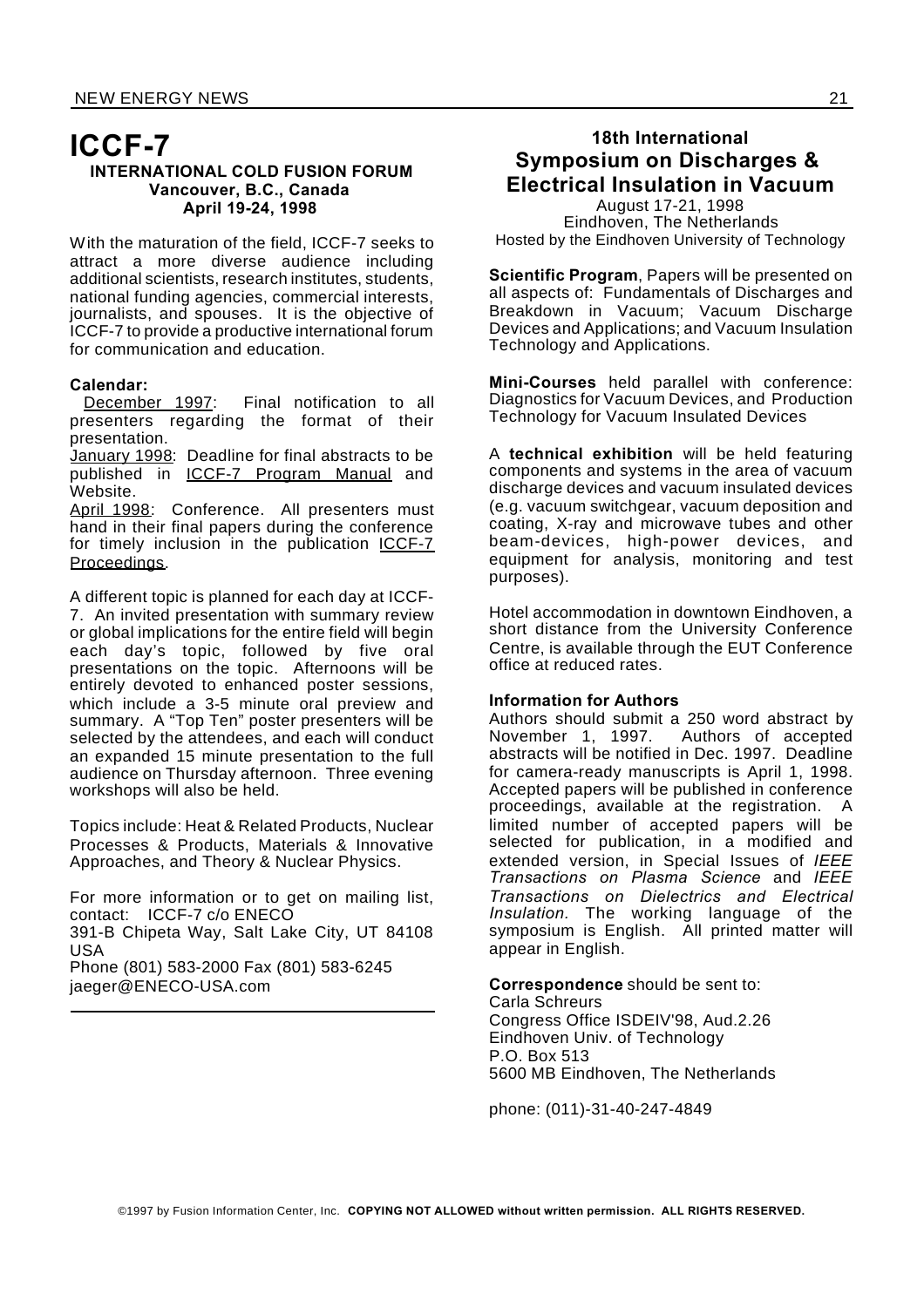# ICCF-7

**INTERNATIONAL COLD FUSION FORUM**
**Vancouver, B.C., Canada**
**April 19-24, 1998**

With the maturation of the field, ICCF-7 seeks to attract a more diverse audience including additional scientists, research institutes, students, national funding agencies, commercial interests, journalists, and spouses. It is the objective of ICCF-7 to provide a productive international forum for communication and education.

**Calendar:**

December 1997: Final notification to all presenters regarding the format of their presentation.

January 1998: Deadline for final abstracts to be published in ICCF-7 Program Manual and Website.

April 1998: Conference. All presenters must hand in their final papers during the conference for timely inclusion in the publication ICCF-7 Proceedings.

A different topic is planned for each day at ICCF-7. An invited presentation with summary review or global implications for the entire field will begin each day's topic, followed by five oral presentations on the topic. Afternoons will be entirely devoted to enhanced poster sessions, which include a 3-5 minute oral preview and summary. A "Top Ten" poster presenters will be selected by the attendees, and each will conduct an expanded 15 minute presentation to the full audience on Thursday afternoon. Three evening workshops will also be held.

Topics include: Heat & Related Products, Nuclear Processes & Products, Materials & Innovative Approaches, and Theory & Nuclear Physics.

For more information or to get on mailing list, contact: ICCF-7 c/o ENECO
391-B Chipeta Way, Salt Lake City, UT 84108 USA
Phone (801) 583-2000 Fax (801) 583-6245
jaeger@ENECO-USA.com

---

## 18th International Symposium on Discharges & Electrical Insulation in Vacuum

August 17-21, 1998
Eindhoven, The Netherlands
Hosted by the Eindhoven University of Technology

**Scientific Program**, Papers will be presented on all aspects of: Fundamentals of Discharges and Breakdown in Vacuum; Vacuum Discharge Devices and Applications; and Vacuum Insulation Technology and Applications.

**Mini-Courses** held parallel with conference: Diagnostics for Vacuum Devices, and Production Technology for Vacuum Insulated Devices

A **technical exhibition** will be held featuring components and systems in the area of vacuum discharge devices and vacuum insulated devices (e.g. vacuum switchgear, vacuum deposition and coating, X-ray and microwave tubes and other beam-devices, high-power devices, and equipment for analysis, monitoring and test purposes).

Hotel accommodation in downtown Eindhoven, a short distance from the University Conference Centre, is available through the EUT Conference office at reduced rates.

**Information for Authors**

Authors should submit a 250 word abstract by November 1, 1997. Authors of accepted abstracts will be notified in Dec. 1997. Deadline for camera-ready manuscripts is April 1, 1998. Accepted papers will be published in conference proceedings, available at the registration. A limited number of accepted papers will be selected for publication, in a modified and extended version, in Special Issues of *IEEE Transactions on Plasma Science* and *IEEE Transactions on Dielectrics and Electrical Insulation*. The working language of the symposium is English. All printed matter will appear in English.

**Correspondence** should be sent to:
Carla Schreurs
Congress Office ISDEIV'98, Aud.2.26
Eindhoven Univ. of Technology
P.O. Box 513
5600 MB Eindhoven, The Netherlands

phone: (011)-31-40-247-4849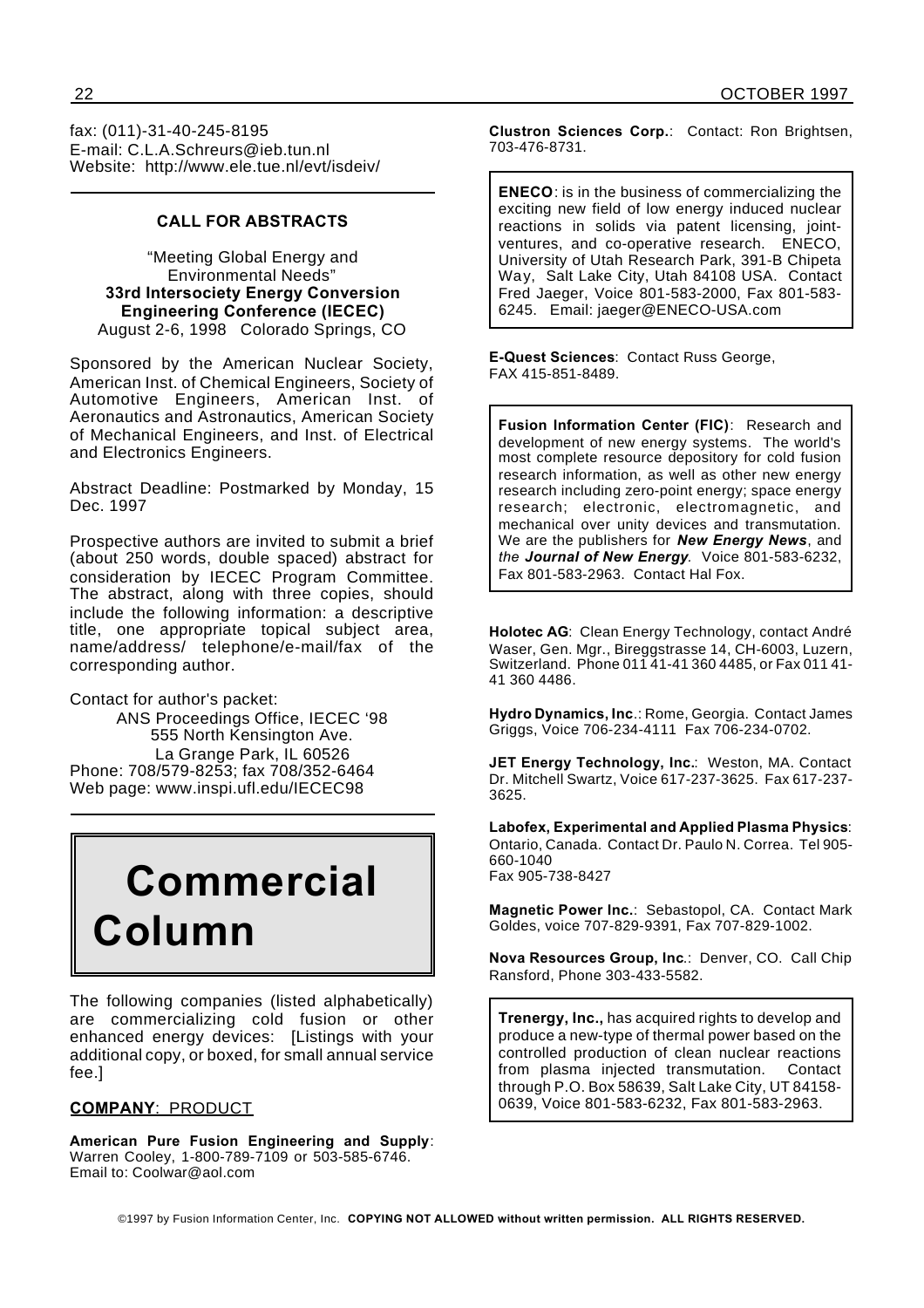fax: (011)-31-40-245-8195
E-mail: C.L.A.Schreurs@ieb.tun.nl
Website: http://www.ele.tue.nl/evt/isdeiv/

---

**CALL FOR ABSTRACTS**

"Meeting Global Energy and Environmental Needs"
**33rd Intersociety Energy Conversion Engineering Conference (IECEC)**
August 2-6, 1998 Colorado Springs, CO

Sponsored by the American Nuclear Society, American Inst. of Chemical Engineers, Society of Automotive Engineers, American Inst. of Aeronautics and Astronautics, American Society of Mechanical Engineers, and Inst. of Electrical and Electronics Engineers.

Abstract Deadline: Postmarked by Monday, 15 Dec. 1997

Prospective authors are invited to submit a brief (about 250 words, double spaced) abstract for consideration by IECEC Program Committee. The abstract, along with three copies, should include the following information: a descriptive title, one appropriate topical subject area, name/address/ telephone/e-mail/fax of the corresponding author.

Contact for author's packet:
ANS Proceedings Office, IECEC '98
555 North Kensington Ave.
La Grange Park, IL 60526
Phone: 708/579-8253; fax 708/352-6464
Web page: www.inspi.ufl.edu/IECEC98

---

# Commercial Column

The following companies (listed alphabetically) are commercializing cold fusion or other enhanced energy devices: [Listings with your additional copy, or boxed, for small annual service fee.]

**COMPANY**: PRODUCT

**American Pure Fusion Engineering and Supply**: Warren Cooley, 1-800-789-7109 or 503-585-6746. Email to: Coolwar@aol.com

**Clustron Sciences Corp.**: Contact: Ron Brightsen, 703-476-8731.

**ENECO**: is in the business of commercializing the exciting new field of low energy induced nuclear reactions in solids via patent licensing, joint-ventures, and co-operative research. ENECO, University of Utah Research Park, 391-B Chipeta Way, Salt Lake City, Utah 84108 USA. Contact Fred Jaeger, Voice 801-583-2000, Fax 801-583-6245. Email: jaeger@ENECO-USA.com

**E-Quest Sciences**: Contact Russ George, FAX 415-851-8489.

**Fusion Information Center (FIC)**: Research and development of new energy systems. The world's most complete resource depository for cold fusion research information, as well as other new energy research including zero-point energy; space energy research; electronic, electromagnetic, and mechanical over unity devices and transmutation. We are the publishers for ***New Energy News***, and *the **Journal of New Energy**.* Voice 801-583-6232, Fax 801-583-2963. Contact Hal Fox.

**Holotec AG**: Clean Energy Technology, contact André Waser, Gen. Mgr., Bireggstrasse 14, CH-6003, Luzern, Switzerland. Phone 011 41-41 360 4485, or Fax 011 41-41 360 4486.

**Hydro Dynamics, Inc.**: Rome, Georgia. Contact James Griggs, Voice 706-234-4111 Fax 706-234-0702.

**JET Energy Technology, Inc.**: Weston, MA. Contact Dr. Mitchell Swartz, Voice 617-237-3625. Fax 617-237-3625.

**Labofex, Experimental and Applied Plasma Physics**: Ontario, Canada. Contact Dr. Paulo N. Correa. Tel 905-660-1040
Fax 905-738-8427

**Magnetic Power Inc.**: Sebastopol, CA. Contact Mark Goldes, voice 707-829-9391, Fax 707-829-1002.

**Nova Resources Group, Inc.**: Denver, CO. Call Chip Ransford, Phone 303-433-5582.

**Trenergy, Inc.,** has acquired rights to develop and produce a new-type of thermal power based on the controlled production of clean nuclear reactions from plasma injected transmutation. Contact through P.O. Box 58639, Salt Lake City, UT 84158-0639, Voice 801-583-6232, Fax 801-583-2963.

©1997 by Fusion Information Center, Inc. **COPYING NOT ALLOWED without written permission. ALL RIGHTS RESERVED.**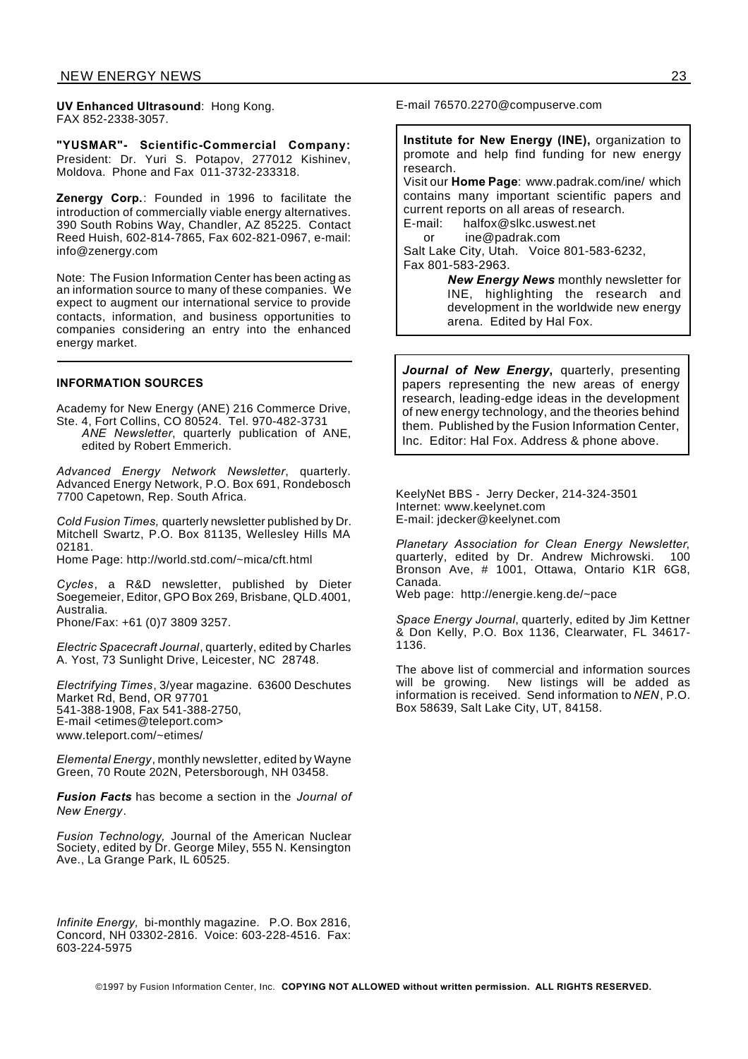**UV Enhanced Ultrasound**: Hong Kong. FAX 852-2338-3057.

**"YUSMAR"- Scientific-Commercial Company:** President: Dr. Yuri S. Potapov, 277012 Kishinev, Moldova. Phone and Fax 011-3732-233318.

**Zenergy Corp.**: Founded in 1996 to facilitate the introduction of commercially viable energy alternatives. 390 South Robins Way, Chandler, AZ 85225. Contact Reed Huish, 602-814-7865, Fax 602-821-0967, e-mail: info@zenergy.com

Note: The Fusion Information Center has been acting as an information source to many of these companies. We expect to augment our international service to provide contacts, information, and business opportunities to companies considering an entry into the enhanced energy market.

---

#### INFORMATION SOURCES

Academy for New Energy (ANE) 216 Commerce Drive, Ste. 4, Fort Collins, CO 80524. Tel. 970-482-3731
*ANE Newsletter*, quarterly publication of ANE, edited by Robert Emmerich.

*Advanced Energy Network Newsletter*, quarterly. Advanced Energy Network, P.O. Box 691, Rondebosch 7700 Capetown, Rep. South Africa.

*Cold Fusion Times,* quarterly newsletter published by Dr. Mitchell Swartz, P.O. Box 81135, Wellesley Hills MA 02181.
Home Page: http://world.std.com/~mica/cft.html

*Cycles*, a R&D newsletter, published by Dieter Soegemeier, Editor, GPO Box 269, Brisbane, QLD.4001, Australia.
Phone/Fax: +61 (0)7 3809 3257.

*Electric Spacecraft Journal*, quarterly, edited by Charles A. Yost, 73 Sunlight Drive, Leicester, NC 28748.

*Electrifying Times*, 3/year magazine. 63600 Deschutes Market Rd, Bend, OR 97701
541-388-1908, Fax 541-388-2750,
E-mail <etimes@teleport.com>
www.teleport.com/~etimes/

*Elemental Energy*, monthly newsletter, edited by Wayne Green, 70 Route 202N, Petersborough, NH 03458.

***Fusion Facts*** has become a section in the *Journal of New Energy*.

*Fusion Technology,* Journal of the American Nuclear Society, edited by Dr. George Miley, 555 N. Kensington Ave., La Grange Park, IL 60525.

*Infinite Energy,* bi-monthly magazine. P.O. Box 2816, Concord, NH 03302-2816. Voice: 603-228-4516. Fax: 603-224-5975

E-mail 76570.2270@compuserve.com

**Institute for New Energy (INE),** organization to promote and help find funding for new energy research.
Visit our **Home Page**: www.padrak.com/ine/ which contains many important scientific papers and current reports on all areas of research.
E-mail: halfox@slkc.uswest.net
or ine@padrak.com
Salt Lake City, Utah. Voice 801-583-6232,
Fax 801-583-2963.

***New Energy News*** monthly newsletter for INE, highlighting the research and development in the worldwide new energy arena. Edited by Hal Fox.

***Journal of New Energy*****,** quarterly, presenting papers representing the new areas of energy research, leading-edge ideas in the development of new energy technology, and the theories behind them. Published by the Fusion Information Center, Inc. Editor: Hal Fox. Address & phone above.

KeelyNet BBS - Jerry Decker, 214-324-3501
Internet: www.keelynet.com
E-mail: jdecker@keelynet.com

*Planetary Association for Clean Energy Newsletter*, quarterly, edited by Dr. Andrew Michrowski. 100 Bronson Ave, # 1001, Ottawa, Ontario K1R 6G8, Canada.
Web page: http://energie.keng.de/~pace

*Space Energy Journal*, quarterly, edited by Jim Kettner & Don Kelly, P.O. Box 1136, Clearwater, FL 34617-1136.

The above list of commercial and information sources will be growing. New listings will be added as information is received. Send information to *NEN*, P.O. Box 58639, Salt Lake City, UT, 84158.

©1997 by Fusion Information Center, Inc. **COPYING NOT ALLOWED without written permission. ALL RIGHTS RESERVED.**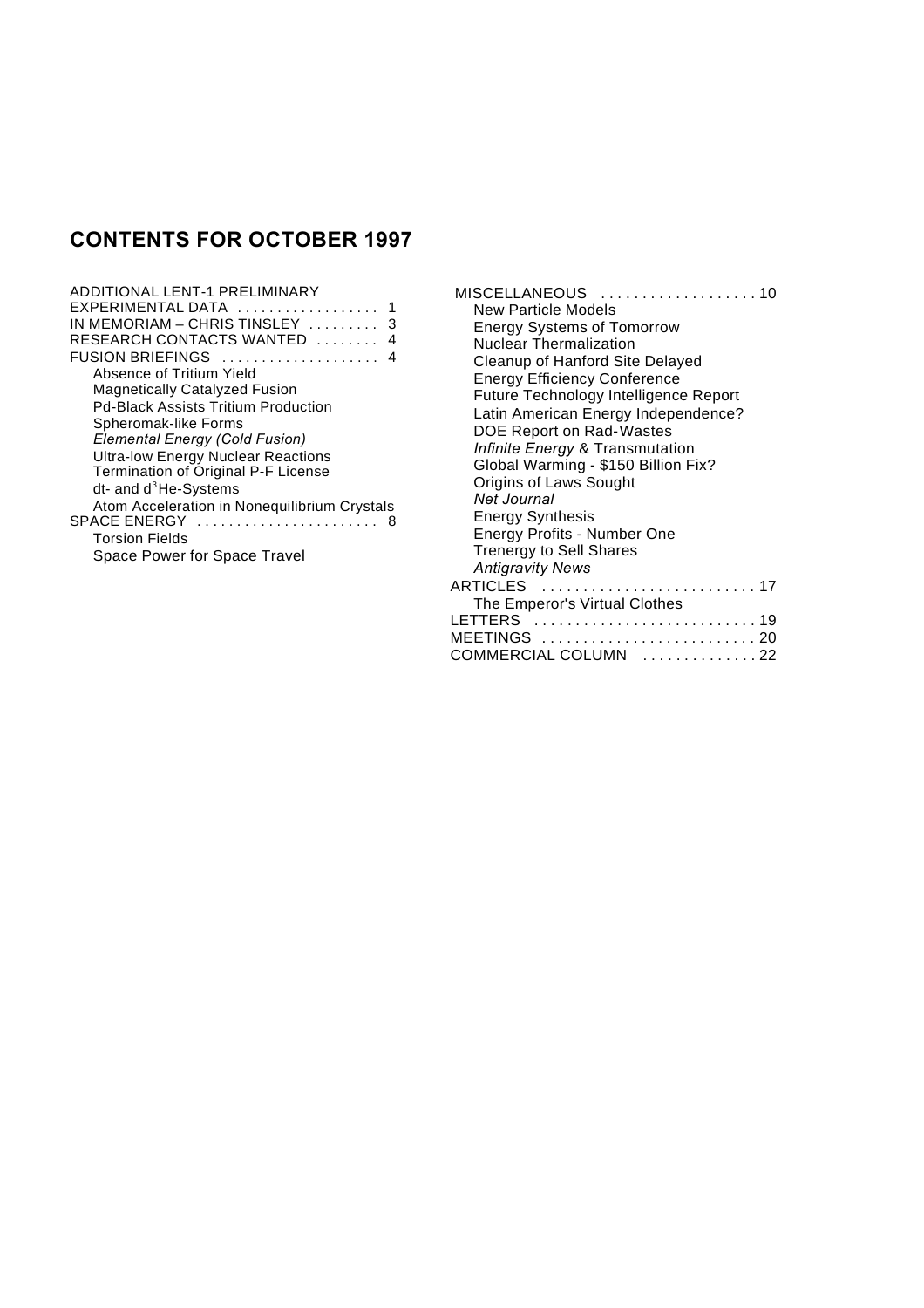## CONTENTS FOR OCTOBER 1997

ADDITIONAL LENT-1 PRELIMINARY EXPERIMENTAL DATA . . . . . . . . . . . . . . . . . 1
IN MEMORIAM – CHRIS TINSLEY . . . . . . . . . 3
RESEARCH CONTACTS WANTED . . . . . . . . 4
FUSION BRIEFINGS . . . . . . . . . . . . . . . . . . . . 4
- Absence of Tritium Yield
- Magnetically Catalyzed Fusion
- Pd-Black Assists Tritium Production
- Spheromak-like Forms
- *Elemental Energy (Cold Fusion)*
- Ultra-low Energy Nuclear Reactions
- Termination of Original P-F License
- dt- and $d^3$He-Systems
- Atom Acceleration in Nonequilibrium Crystals

SPACE ENERGY . . . . . . . . . . . . . . . . . . . . . . . 8
- Torsion Fields
- Space Power for Space Travel

MISCELLANEOUS . . . . . . . . . . . . . . . . . . . 10
- New Particle Models
- Energy Systems of Tomorrow
- Nuclear Thermalization
- Cleanup of Hanford Site Delayed
- Energy Efficiency Conference
- Future Technology Intelligence Report
- Latin American Energy Independence?
- DOE Report on Rad-Wastes
- *Infinite Energy* & Transmutation
- Global Warming - $150 Billion Fix?
- Origins of Laws Sought
- *Net Journal*
- Energy Synthesis
- Energy Profits - Number One
- Trenergy to Sell Shares
- *Antigravity News*

ARTICLES . . . . . . . . . . . . . . . . . . . . . . . . . . 17
- The Emperor's Virtual Clothes

LETTERS . . . . . . . . . . . . . . . . . . . . . . . . . . . 19
MEETINGS . . . . . . . . . . . . . . . . . . . . . . . . . . 20
COMMERCIAL COLUMN . . . . . . . . . . . . . . 22